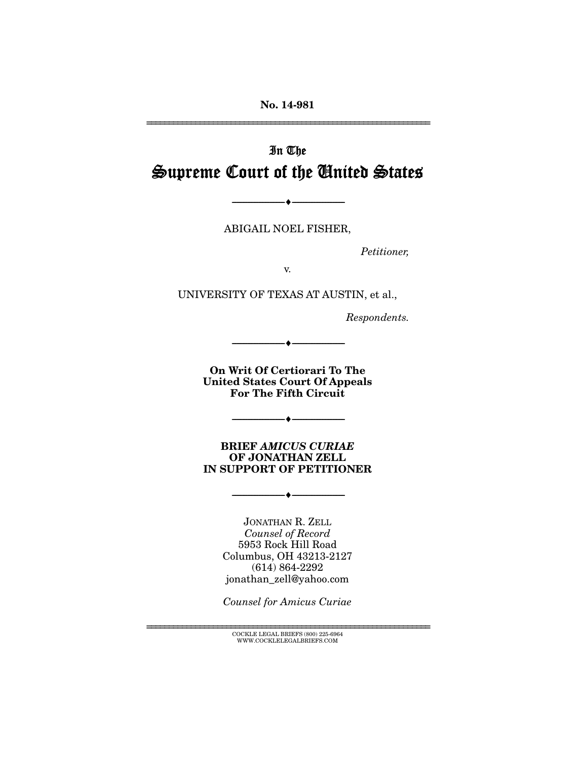**No. 14-981**

---

# In The
# Supreme Court of the United States

---

ABIGAIL NOEL FISHER,

*Petitioner,*

v.

UNIVERSITY OF TEXAS AT AUSTIN, et al.,

*Respondents.*

---

**On Writ Of Certiorari To The United States Court Of Appeals For The Fifth Circuit**

---

**BRIEF *AMICUS CURIAE* OF JONATHAN ZELL IN SUPPORT OF PETITIONER**

---

JONATHAN R. ZELL
*Counsel of Record*
5953 Rock Hill Road
Columbus, OH 43213-2127
(614) 864-2292
jonathan_zell@yahoo.com

*Counsel for Amicus Curiae*

---

COCKLE LEGAL BRIEFS (800) 225-6964
WWW.COCKLELEGALBRIEFS.COM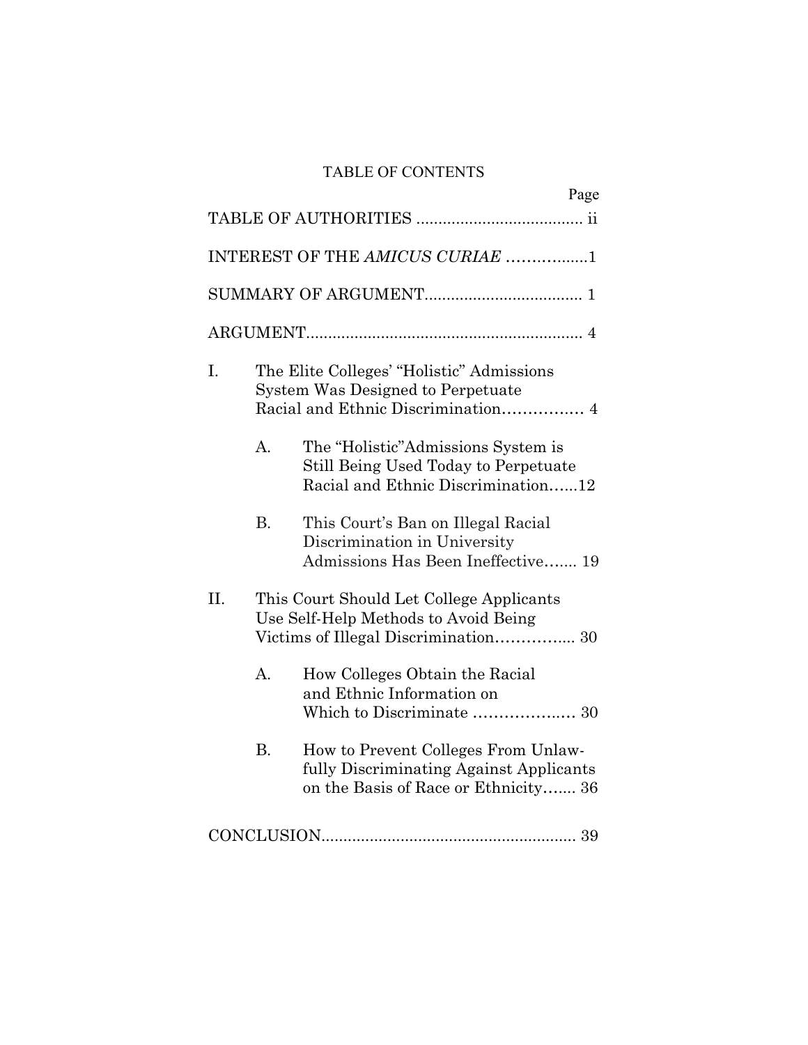# TABLE OF CONTENTS

| | Page |
|---|---|
| TABLE OF AUTHORITIES | ii |
| INTEREST OF THE *AMICUS CURIAE* | 1 |
| SUMMARY OF ARGUMENT | 1 |
| ARGUMENT | 4 |
| I. The Elite Colleges' "Holistic" Admissions System Was Designed to Perpetuate Racial and Ethnic Discrimination | 4 |
| A. The "Holistic"Admissions System is Still Being Used Today to Perpetuate Racial and Ethnic Discrimination | 12 |
| B. This Court's Ban on Illegal Racial Discrimination in University Admissions Has Been Ineffective | 19 |
| II. This Court Should Let College Applicants Use Self-Help Methods to Avoid Being Victims of Illegal Discrimination | 30 |
| A. How Colleges Obtain the Racial and Ethnic Information on Which to Discriminate | 30 |
| B. How to Prevent Colleges From Unlawfully Discriminating Against Applicants on the Basis of Race or Ethnicity | 36 |
| CONCLUSION | 39 |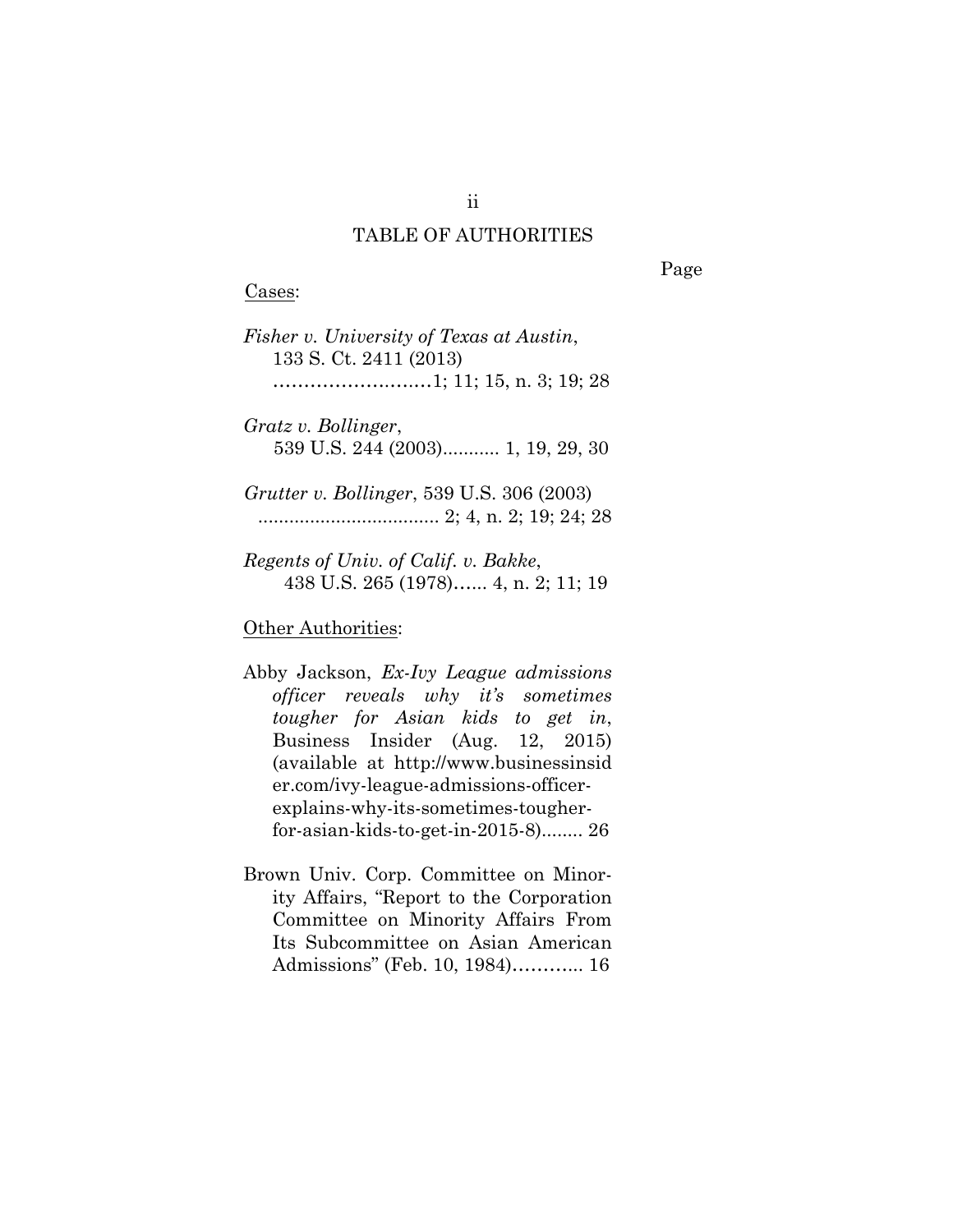# TABLE OF AUTHORITIES

Page

Cases:

*Fisher v. University of Texas at Austin*, 133 S. Ct. 2411 (2013) ……………………1; 11; 15, n. 3; 19; 28

*Gratz v. Bollinger*, 539 U.S. 244 (2003)........... 1, 19, 29, 30

*Grutter v. Bollinger*, 539 U.S. 306 (2003) .................................... 2; 4, n. 2; 19; 24; 28

*Regents of Univ. of Calif. v. Bakke*, 438 U.S. 265 (1978)…... 4, n. 2; 11; 19

Other Authorities:

Abby Jackson, *Ex-Ivy League admissions officer reveals why it's sometimes tougher for Asian kids to get in*, Business Insider (Aug. 12, 2015) (available at http://www.businessinsider.com/ivy-league-admissions-officer-explains-why-its-sometimes-tougher-for-asian-kids-to-get-in-2015-8)........ 26

Brown Univ. Corp. Committee on Minority Affairs, "Report to the Corporation Committee on Minority Affairs From Its Subcommittee on Asian American Admissions" (Feb. 10, 1984)……….. 16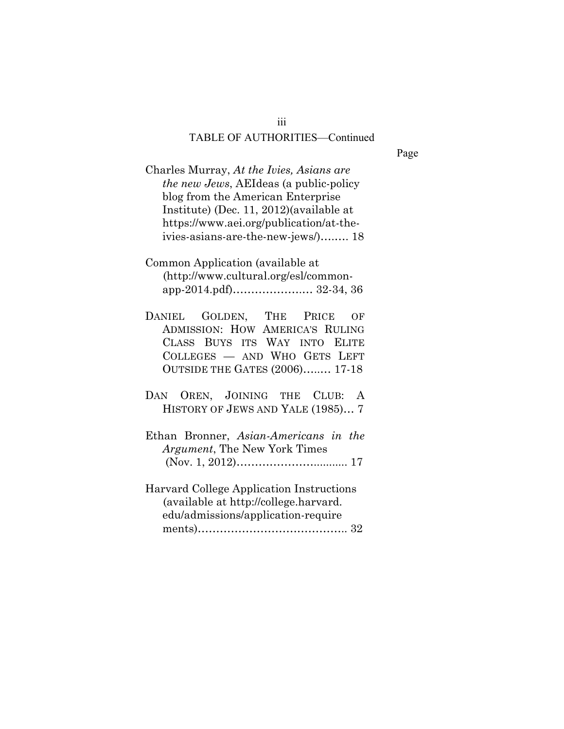TABLE OF AUTHORITIES—Continued

Page

Charles Murray, *At the Ivies, Asians are the new Jews*, AEIdeas (a public-policy blog from the American Enterprise Institute) (Dec. 11, 2012)(available at https://www.aei.org/publication/at-the-ivies-asians-are-the-new-jews/)........ 18

Common Application (available at (http://www.cultural.org/esl/common-app-2014.pdf)...................... 32-34, 36

DANIEL GOLDEN, THE PRICE OF ADMISSION: HOW AMERICA'S RULING CLASS BUYS ITS WAY INTO ELITE COLLEGES — AND WHO GETS LEFT OUTSIDE THE GATES (2006)........ 17-18

DAN OREN, JOINING THE CLUB: A HISTORY OF JEWS AND YALE (1985)... 7

Ethan Bronner, *Asian-Americans in the Argument*, The New York Times (Nov. 1, 2012).............................. 17

Harvard College Application Instructions (available at http://college.harvard.edu/admissions/application-requirements)........................................ 32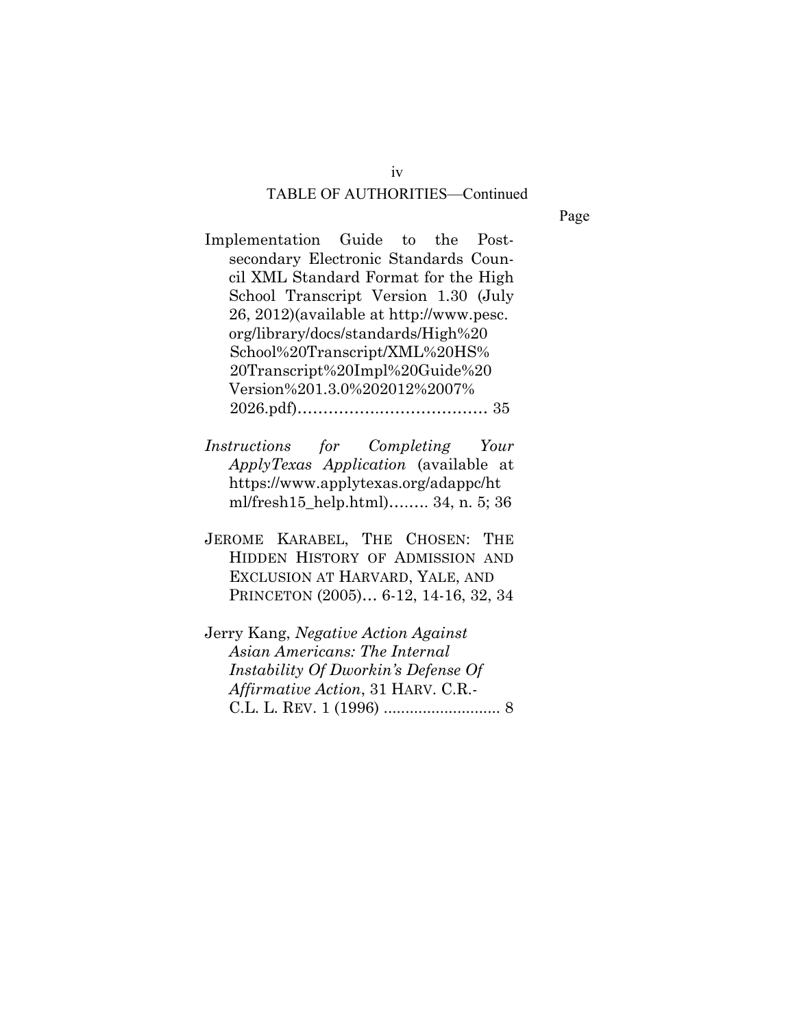TABLE OF AUTHORITIES—Continued

Page

Implementation Guide to the Post-secondary Electronic Standards Council XML Standard Format for the High School Transcript Version 1.30 (July 26, 2012)(available at http://www.pesc.org/library/docs/standards/High%20School%20Transcript/XML%20HS%20Transcript%20Impl%20Guide%20Version%201.3.0%202012%2007%2026.pdf)………………………………… 35

*Instructions for Completing Your ApplyTexas Application* (available at https://www.applytexas.org/adappc/html/fresh15_help.html)…….. 34, n. 5; 36

JEROME KARABEL, THE CHOSEN: THE HIDDEN HISTORY OF ADMISSION AND EXCLUSION AT HARVARD, YALE, AND PRINCETON (2005)… 6-12, 14-16, 32, 34

Jerry Kang, *Negative Action Against Asian Americans: The Internal Instability Of Dworkin's Defense Of Affirmative Action*, 31 HARV. C.R.-C.L. L. REV. 1 (1996) ........................... 8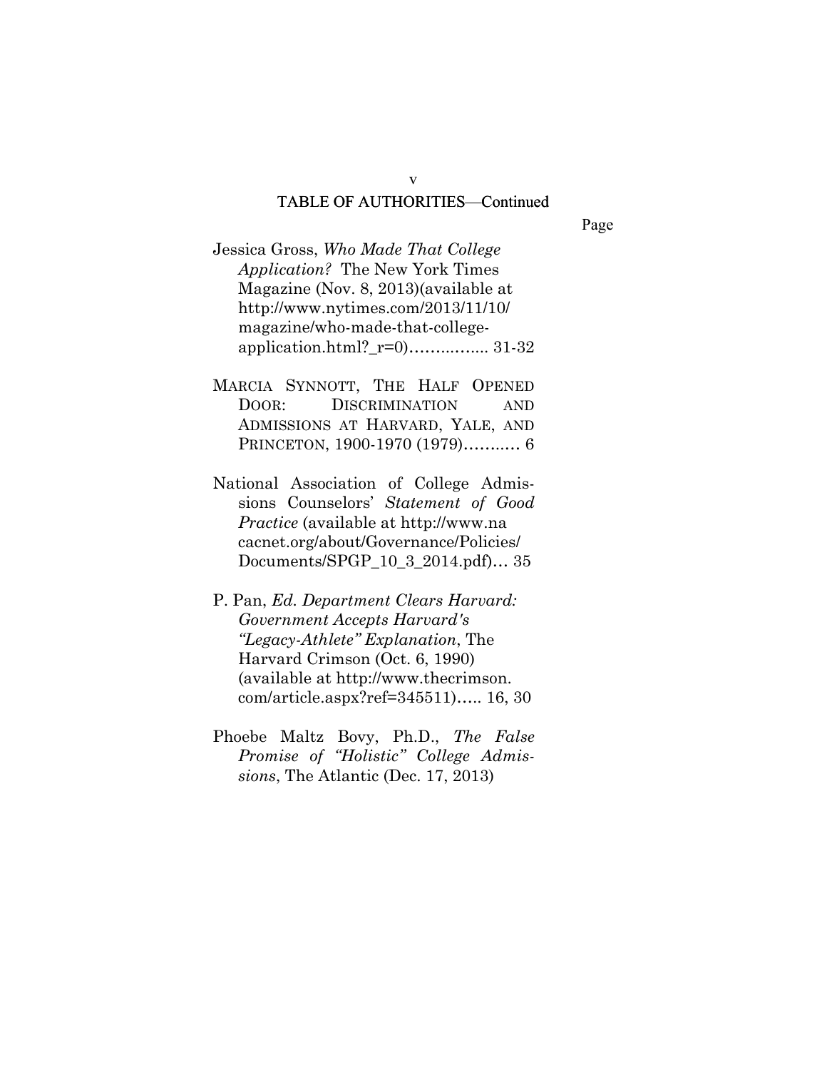## TABLE OF AUTHORITIES—Continued

Page

Jessica Gross, *Who Made That College Application?* The New York Times Magazine (Nov. 8, 2013)(available at http://www.nytimes.com/2013/11/10/magazine/who-made-that-college-application.html?_r=0)…….…….. 31-32

MARCIA SYNNOTT, THE HALF OPENED DOOR: DISCRIMINATION AND ADMISSIONS AT HARVARD, YALE, AND PRINCETON, 1900-1970 (1979)……..… 6

National Association of College Admissions Counselors' *Statement of Good Practice* (available at http://www.nacacnet.org/about/Governance/Policies/Documents/SPGP_10_3_2014.pdf)… 35

P. Pan, *Ed. Department Clears Harvard: Government Accepts Harvard's "Legacy-Athlete" Explanation*, The Harvard Crimson (Oct. 6, 1990) (available at http://www.thecrimson.com/article.aspx?ref=345511)….. 16, 30

Phoebe Maltz Bovy, Ph.D., *The False Promise of "Holistic" College Admissions*, The Atlantic (Dec. 17, 2013)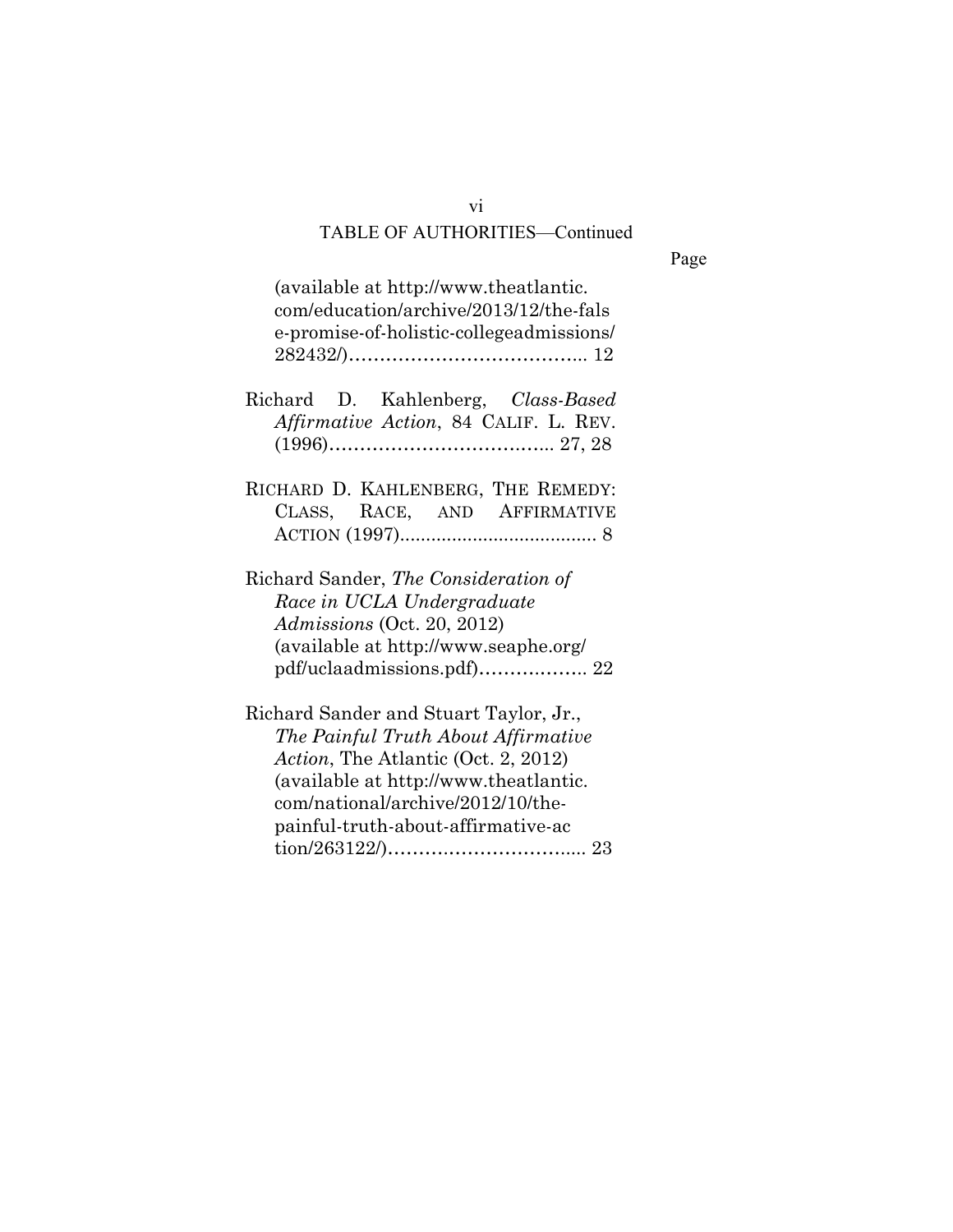TABLE OF AUTHORITIES—Continued

Page

(available at http://www.theatlantic.com/education/archive/2013/12/the-false-promise-of-holistic-collegeadmissions/282432/)………………………………... 12

Richard D. Kahlenberg, *Class-Based Affirmative Action*, 84 CALIF. L. REV. (1996)……………………………….. 27, 28

RICHARD D. KAHLENBERG, THE REMEDY: CLASS, RACE, AND AFFIRMATIVE ACTION (1997)...................................... 8

Richard Sander, *The Consideration of Race in UCLA Undergraduate Admissions* (Oct. 20, 2012) (available at http://www.seaphe.org/pdf/uclaadmissions.pdf)…………….. 22

Richard Sander and Stuart Taylor, Jr., *The Painful Truth About Affirmative Action*, The Atlantic (Oct. 2, 2012) (available at http://www.theatlantic.com/national/archive/2012/10/the-painful-truth-about-affirmative-action/263122/)………………………….... 23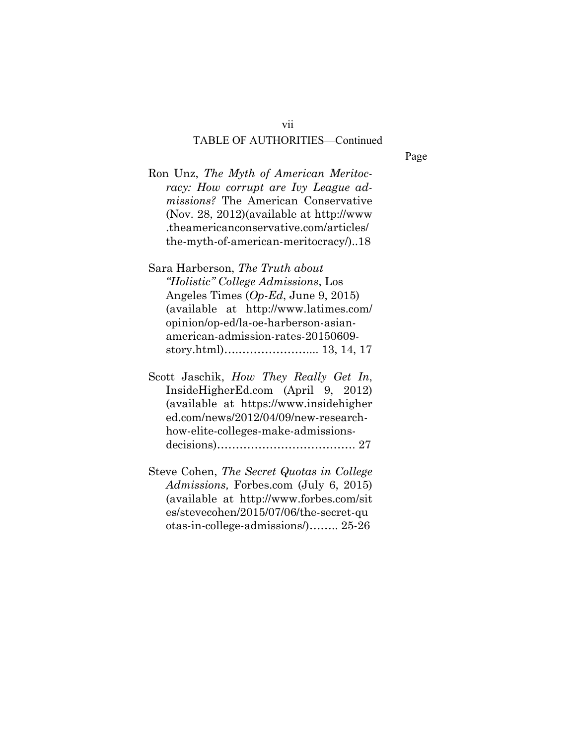TABLE OF AUTHORITIES—Continued

Page

Ron Unz, *The Myth of American Meritocracy: How corrupt are Ivy League admissions?* The American Conservative (Nov. 28, 2012)(available at http://www.theamericanconservative.com/articles/the-myth-of-american-meritocracy/)..18

Sara Harberson, *The Truth about "Holistic" College Admissions*, Los Angeles Times (*Op-Ed*, June 9, 2015) (available at http://www.latimes.com/opinion/op-ed/la-oe-harberson-asian-american-admission-rates-20150609-story.html)…………………….. 13, 14, 17

Scott Jaschik, *How They Really Get In*, InsideHigherEd.com (April 9, 2012) (available at https://www.insidehighered.com/news/2012/04/09/new-research-how-elite-colleges-make-admissions-decisions)………………………………. 27

Steve Cohen, *The Secret Quotas in College Admissions,* Forbes.com (July 6, 2015) (available at http://www.forbes.com/sites/stevecohen/2015/07/06/the-secret-quotas-in-college-admissions/)…….. 25-26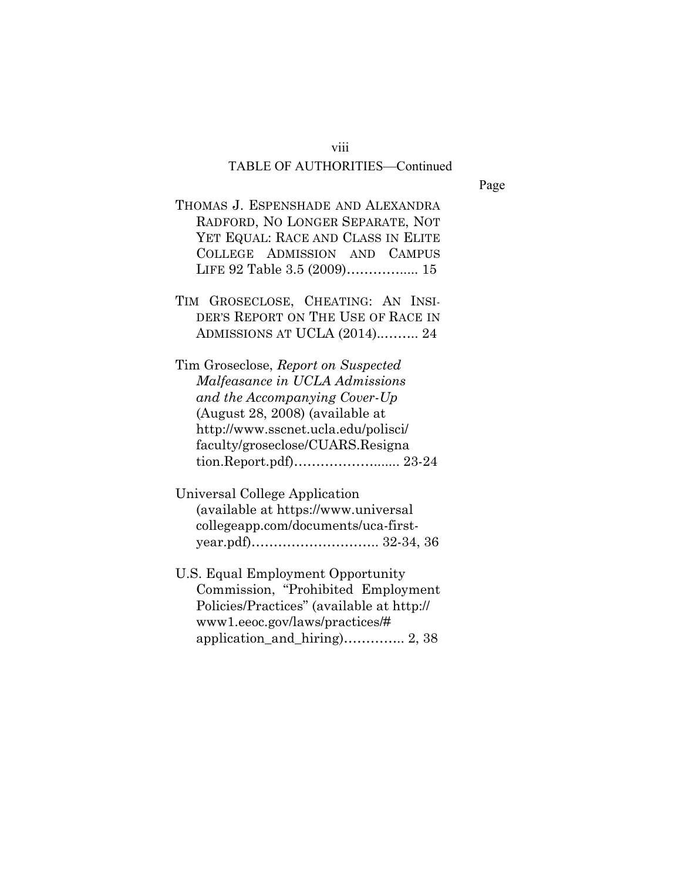TABLE OF AUTHORITIES—Continued

Page

THOMAS J. ESPENSHADE AND ALEXANDRA RADFORD, NO LONGER SEPARATE, NOT YET EQUAL: RACE AND CLASS IN ELITE COLLEGE ADMISSION AND CAMPUS LIFE 92 Table 3.5 (2009)…………..... 15

TIM GROSECLOSE, CHEATING: AN INSIDER'S REPORT ON THE USE OF RACE IN ADMISSIONS AT UCLA (2014)..…….. 24

Tim Groseclose, *Report on Suspected Malfeasance in UCLA Admissions and the Accompanying Cover-Up* (August 28, 2008) (available at http://www.sscnet.ucla.edu/polisci/faculty/groseclose/CUARS.Resignation.Report.pdf)……………….…..... 23-24

Universal College Application (available at https://www.universalcollegeapp.com/documents/uca-first-year.pdf)……………………….. 32-34, 36

U.S. Equal Employment Opportunity Commission, "Prohibited Employment Policies/Practices" (available at http://www1.eeoc.gov/laws/practices/#application_and_hiring)………….. 2, 38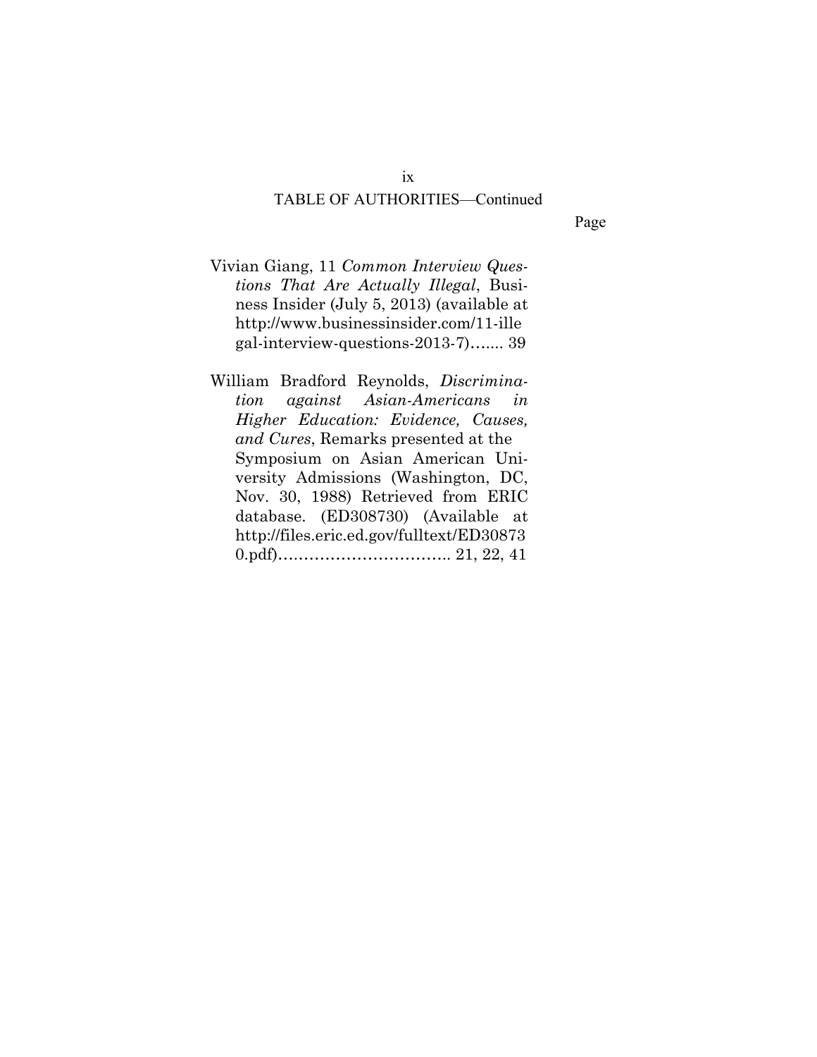TABLE OF AUTHORITIES—Continued

Page

Vivian Giang, 11 *Common Interview Questions That Are Actually Illegal*, Business Insider (July 5, 2013) (available at http://www.businessinsider.com/11-illegal-interview-questions-2013-7)....... 39

William Bradford Reynolds, *Discrimination against Asian-Americans in Higher Education: Evidence, Causes, and Cures*, Remarks presented at the Symposium on Asian American University Admissions (Washington, DC, Nov. 30, 1988) Retrieved from ERIC database. (ED308730) (Available at http://files.eric.ed.gov/fulltext/ED308730.pdf)................................ 21, 22, 41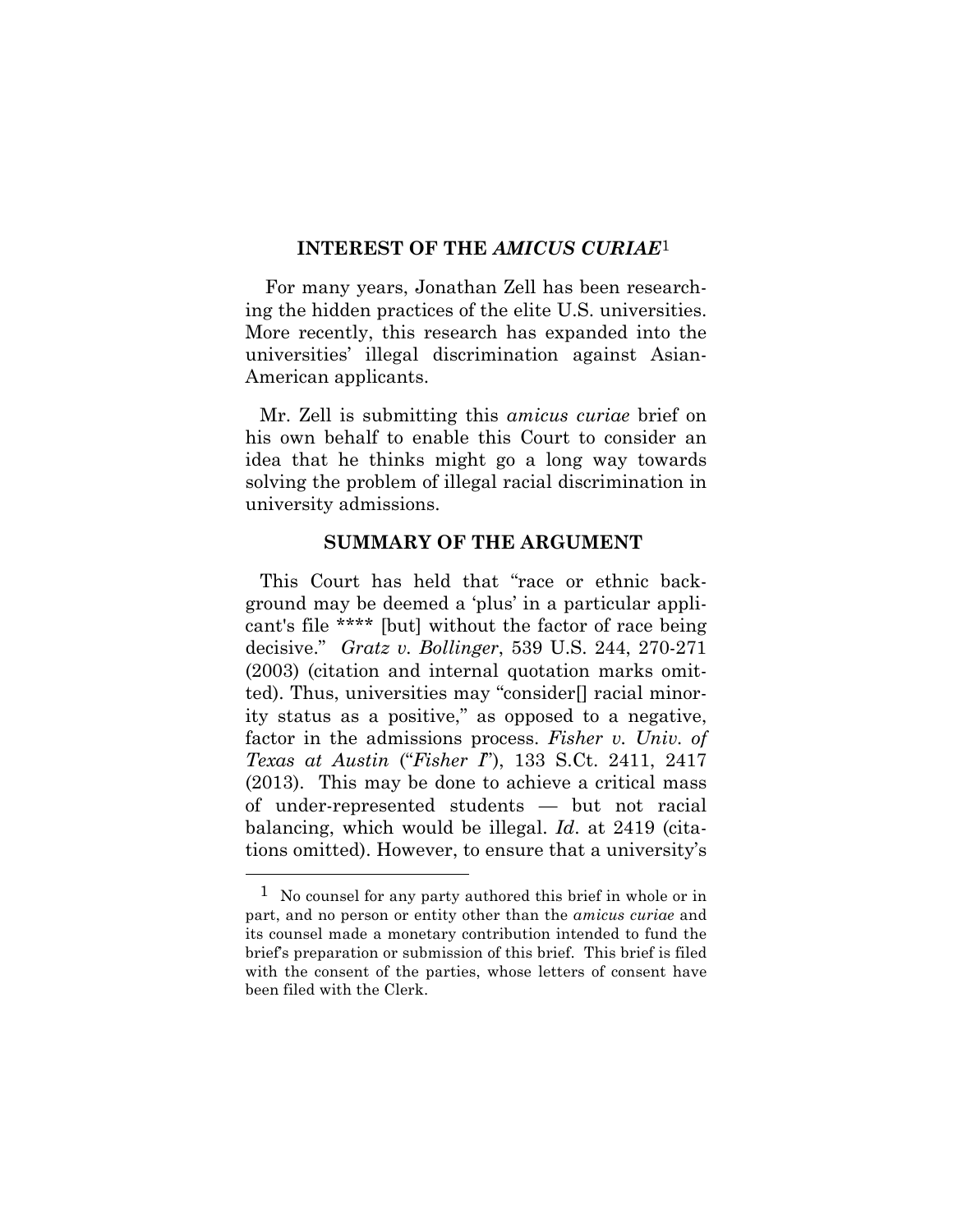## INTEREST OF THE *AMICUS CURIAE*[1]

For many years, Jonathan Zell has been researching the hidden practices of the elite U.S. universities. More recently, this research has expanded into the universities' illegal discrimination against Asian-American applicants.

Mr. Zell is submitting this *amicus curiae* brief on his own behalf to enable this Court to consider an idea that he thinks might go a long way towards solving the problem of illegal racial discrimination in university admissions.

## SUMMARY OF THE ARGUMENT

This Court has held that "race or ethnic background may be deemed a 'plus' in a particular applicant's file **** [but] without the factor of race being decisive." *Gratz v. Bollinger*, 539 U.S. 244, 270-271 (2003) (citation and internal quotation marks omitted). Thus, universities may "consider[] racial minority status as a positive," as opposed to a negative, factor in the admissions process. *Fisher v. Univ. of Texas at Austin* ("*Fisher I*"), 133 S.Ct. 2411, 2417 (2013). This may be done to achieve a critical mass of under-represented students — but not racial balancing, which would be illegal. *Id*. at 2419 (citations omitted). However, to ensure that a university's

---

[1] No counsel for any party authored this brief in whole or in part, and no person or entity other than the *amicus curiae* and its counsel made a monetary contribution intended to fund the brief's preparation or submission of this brief. This brief is filed with the consent of the parties, whose letters of consent have been filed with the Clerk.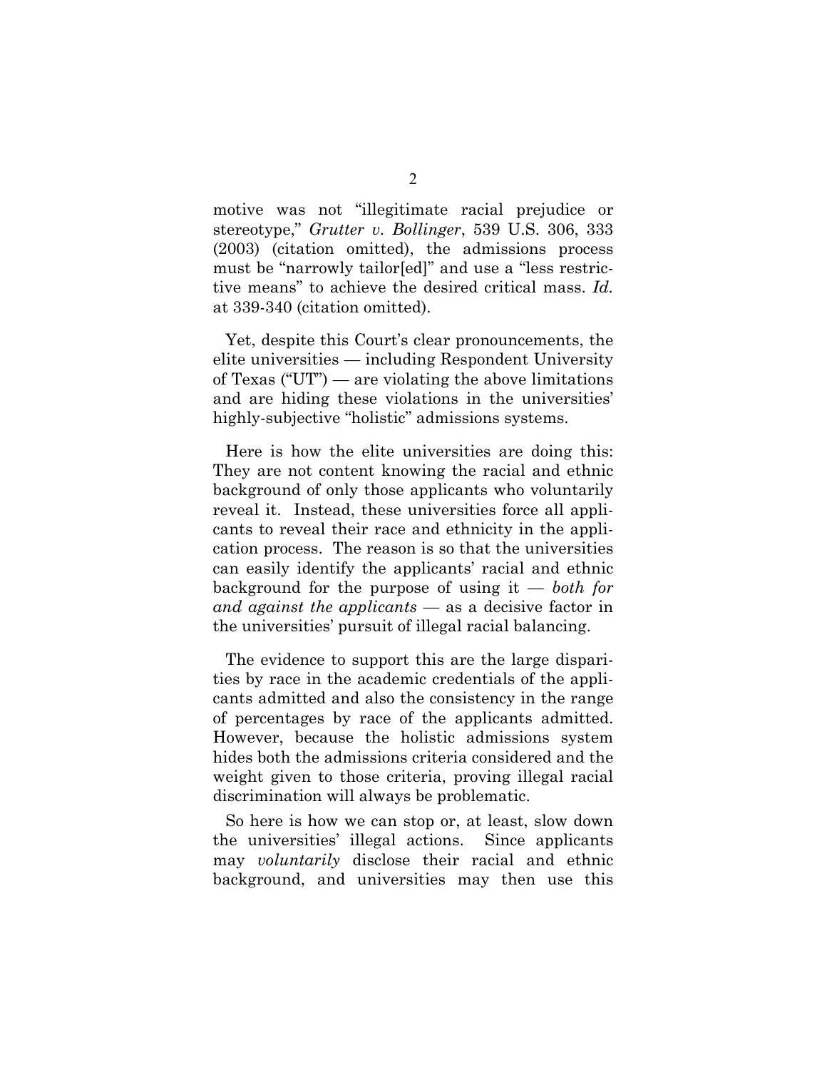motive was not "illegitimate racial prejudice or stereotype," *Grutter v. Bollinger*, 539 U.S. 306, 333 (2003) (citation omitted), the admissions process must be "narrowly tailor[ed]" and use a "less restrictive means" to achieve the desired critical mass. *Id.* at 339-340 (citation omitted).

Yet, despite this Court's clear pronouncements, the elite universities — including Respondent University of Texas ("UT") — are violating the above limitations and are hiding these violations in the universities' highly-subjective "holistic" admissions systems.

Here is how the elite universities are doing this: They are not content knowing the racial and ethnic background of only those applicants who voluntarily reveal it. Instead, these universities force all applicants to reveal their race and ethnicity in the application process. The reason is so that the universities can easily identify the applicants' racial and ethnic background for the purpose of using it — *both for and against the applicants* — as a decisive factor in the universities' pursuit of illegal racial balancing.

The evidence to support this are the large disparities by race in the academic credentials of the applicants admitted and also the consistency in the range of percentages by race of the applicants admitted. However, because the holistic admissions system hides both the admissions criteria considered and the weight given to those criteria, proving illegal racial discrimination will always be problematic.

So here is how we can stop or, at least, slow down the universities' illegal actions. Since applicants may *voluntarily* disclose their racial and ethnic background, and universities may then use this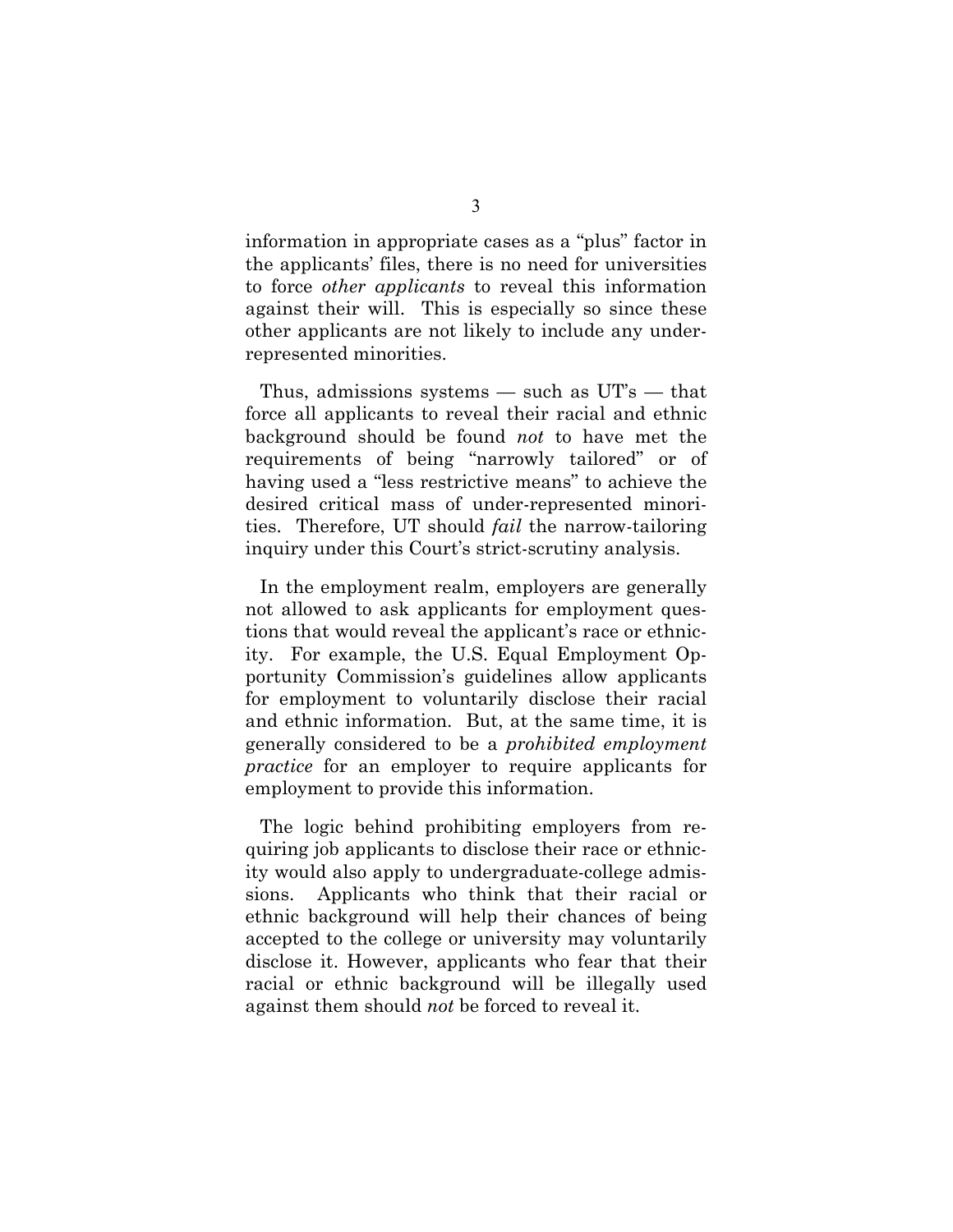information in appropriate cases as a "plus" factor in the applicants' files, there is no need for universities to force *other applicants* to reveal this information against their will. This is especially so since these other applicants are not likely to include any under-represented minorities.

Thus, admissions systems — such as UT's — that force all applicants to reveal their racial and ethnic background should be found *not* to have met the requirements of being "narrowly tailored" or of having used a "less restrictive means" to achieve the desired critical mass of under-represented minorities. Therefore, UT should *fail* the narrow-tailoring inquiry under this Court's strict-scrutiny analysis.

In the employment realm, employers are generally not allowed to ask applicants for employment questions that would reveal the applicant's race or ethnicity. For example, the U.S. Equal Employment Opportunity Commission's guidelines allow applicants for employment to voluntarily disclose their racial and ethnic information. But, at the same time, it is generally considered to be a *prohibited employment practice* for an employer to require applicants for employment to provide this information.

The logic behind prohibiting employers from requiring job applicants to disclose their race or ethnicity would also apply to undergraduate-college admissions. Applicants who think that their racial or ethnic background will help their chances of being accepted to the college or university may voluntarily disclose it. However, applicants who fear that their racial or ethnic background will be illegally used against them should *not* be forced to reveal it.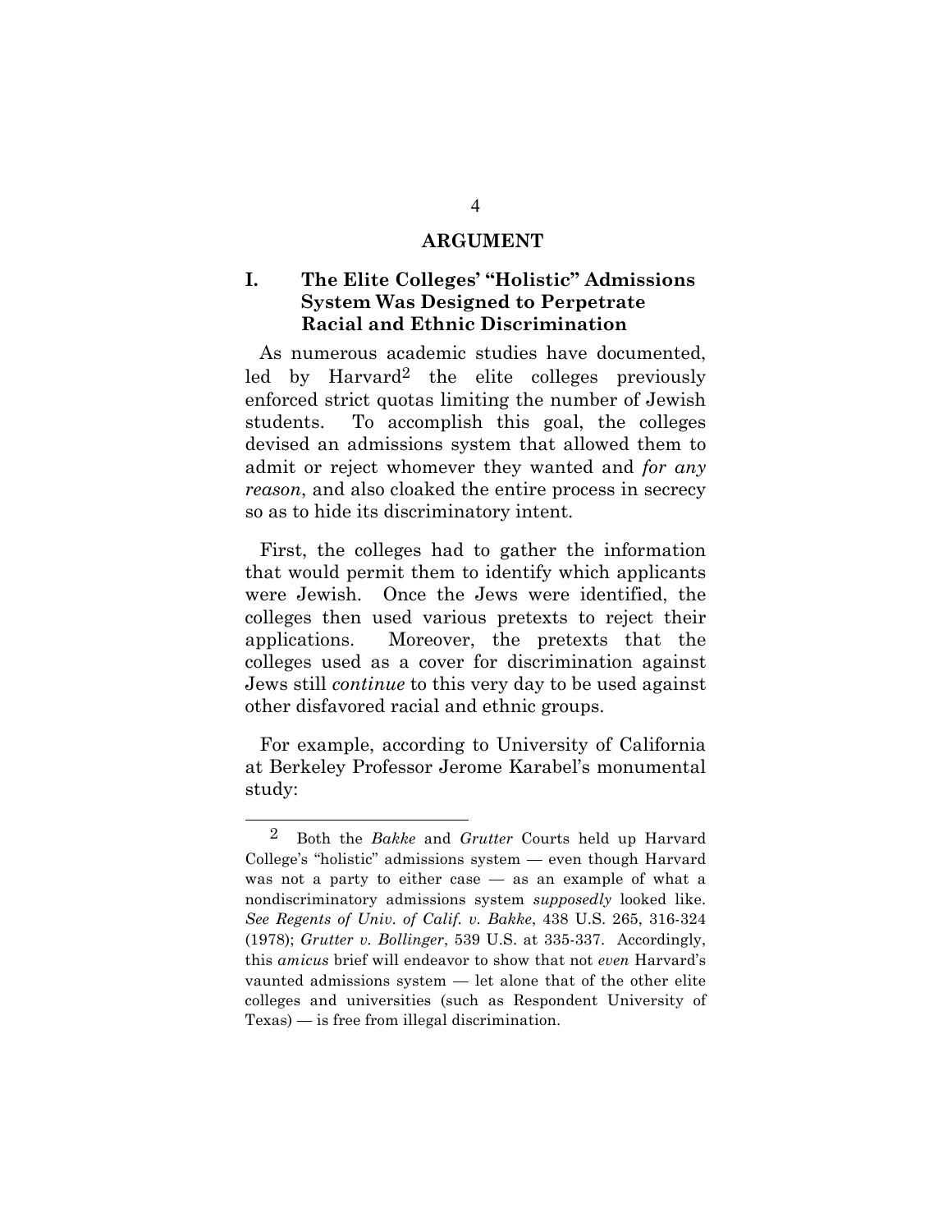## ARGUMENT

### I. The Elite Colleges' "Holistic" Admissions System Was Designed to Perpetrate Racial and Ethnic Discrimination

As numerous academic studies have documented, led by Harvard[2] the elite colleges previously enforced strict quotas limiting the number of Jewish students. To accomplish this goal, the colleges devised an admissions system that allowed them to admit or reject whomever they wanted and *for any reason*, and also cloaked the entire process in secrecy so as to hide its discriminatory intent.

First, the colleges had to gather the information that would permit them to identify which applicants were Jewish. Once the Jews were identified, the colleges then used various pretexts to reject their applications. Moreover, the pretexts that the colleges used as a cover for discrimination against Jews still *continue* to this very day to be used against other disfavored racial and ethnic groups.

For example, according to University of California at Berkeley Professor Jerome Karabel's monumental study:

---

[2] Both the *Bakke* and *Grutter* Courts held up Harvard College's "holistic" admissions system — even though Harvard was not a party to either case — as an example of what a nondiscriminatory admissions system *supposedly* looked like. *See Regents of Univ. of Calif. v. Bakke*, 438 U.S. 265, 316-324 (1978); *Grutter v. Bollinger*, 539 U.S. at 335-337. Accordingly, this *amicus* brief will endeavor to show that not *even* Harvard's vaunted admissions system — let alone that of the other elite colleges and universities (such as Respondent University of Texas) — is free from illegal discrimination.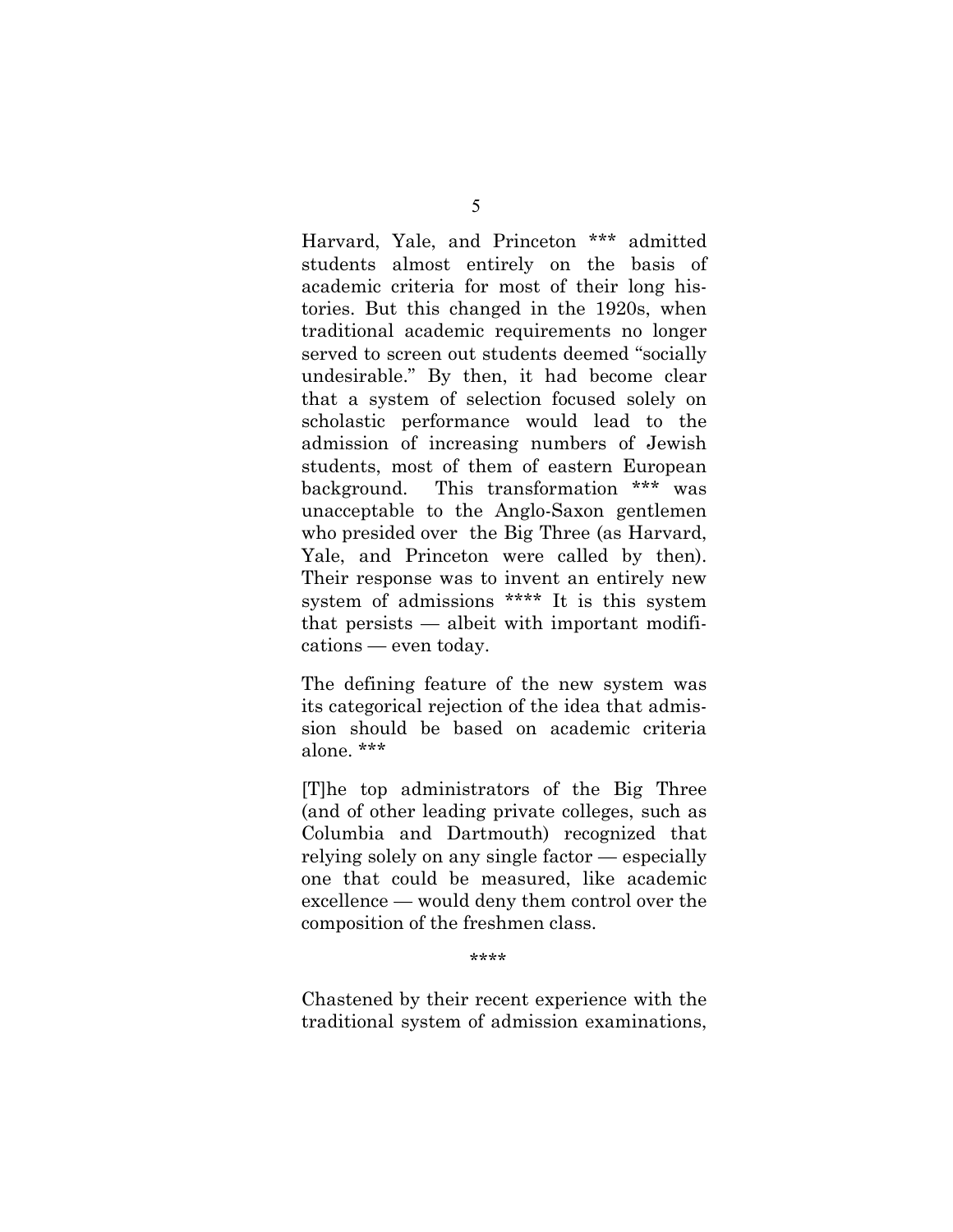Harvard, Yale, and Princeton *** admitted students almost entirely on the basis of academic criteria for most of their long histories. But this changed in the 1920s, when traditional academic requirements no longer served to screen out students deemed "socially undesirable." By then, it had become clear that a system of selection focused solely on scholastic performance would lead to the admission of increasing numbers of Jewish students, most of them of eastern European background. This transformation *** was unacceptable to the Anglo-Saxon gentlemen who presided over the Big Three (as Harvard, Yale, and Princeton were called by then). Their response was to invent an entirely new system of admissions **** It is this system that persists — albeit with important modifications — even today.

The defining feature of the new system was its categorical rejection of the idea that admission should be based on academic criteria alone. ***

[T]he top administrators of the Big Three (and of other leading private colleges, such as Columbia and Dartmouth) recognized that relying solely on any single factor — especially one that could be measured, like academic excellence — would deny them control over the composition of the freshmen class.

****

Chastened by their recent experience with the traditional system of admission examinations,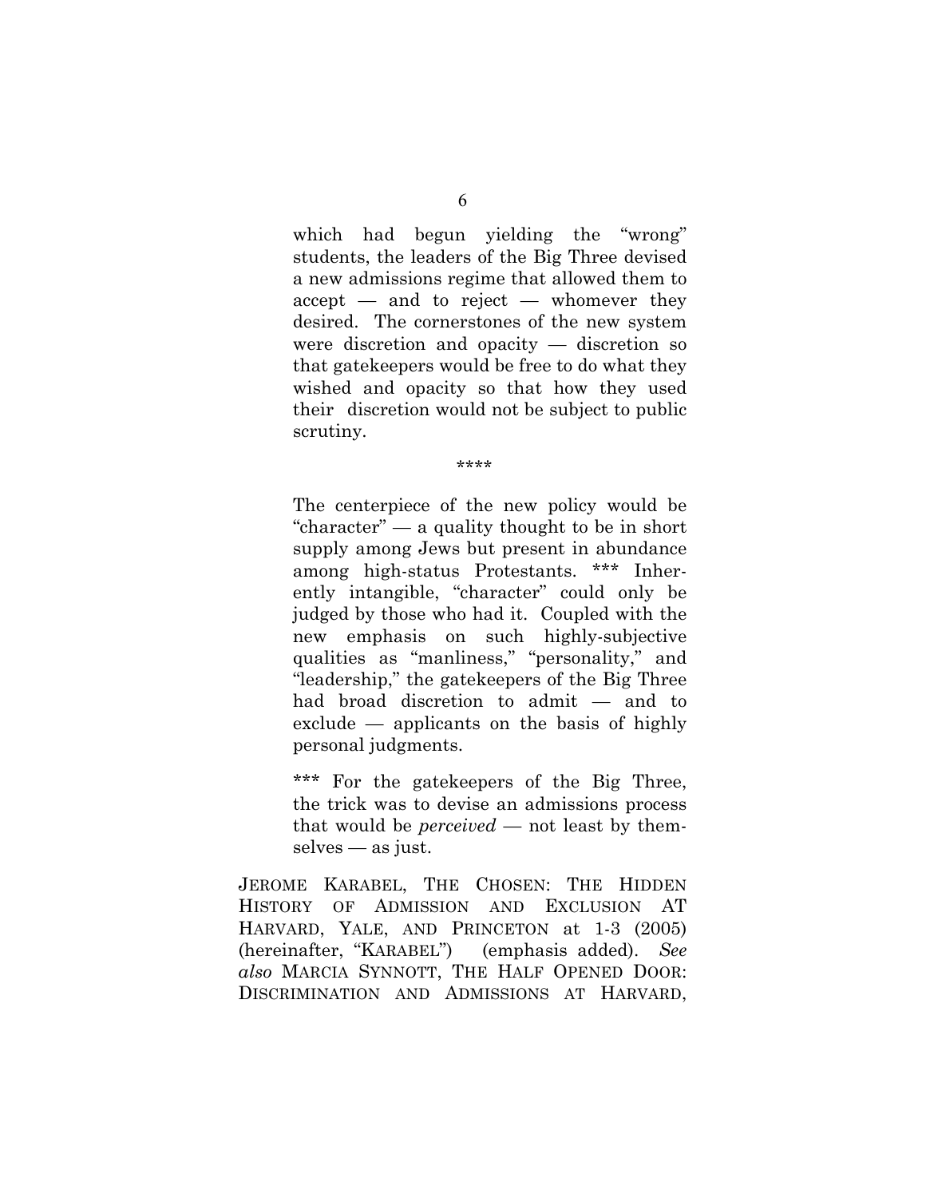> which had begun yielding the "wrong" students, the leaders of the Big Three devised a new admissions regime that allowed them to accept — and to reject — whomever they desired. The cornerstones of the new system were discretion and opacity — discretion so that gatekeepers would be free to do what they wished and opacity so that how they used their discretion would not be subject to public scrutiny.
>
> \*\*\*\*
>
> The centerpiece of the new policy would be "character" — a quality thought to be in short supply among Jews but present in abundance among high-status Protestants. \*\*\* Inherently intangible, "character" could only be judged by those who had it. Coupled with the new emphasis on such highly-subjective qualities as "manliness," "personality," and "leadership," the gatekeepers of the Big Three had broad discretion to admit — and to exclude — applicants on the basis of highly personal judgments.
>
> \*\*\* For the gatekeepers of the Big Three, the trick was to devise an admissions process that would be *perceived* — not least by themselves — as just.

JEROME KARABEL, THE CHOSEN: THE HIDDEN HISTORY OF ADMISSION AND EXCLUSION AT HARVARD, YALE, AND PRINCETON at 1-3 (2005) (hereinafter, "KARABEL") (emphasis added). *See also* MARCIA SYNNOTT, THE HALF OPENED DOOR: DISCRIMINATION AND ADMISSIONS AT HARVARD,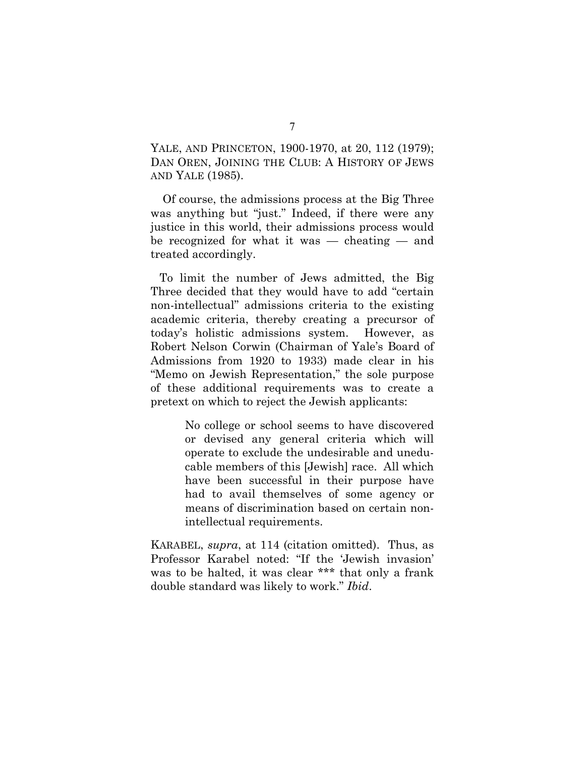YALE, AND PRINCETON, 1900-1970, at 20, 112 (1979); DAN OREN, JOINING THE CLUB: A HISTORY OF JEWS AND YALE (1985).

Of course, the admissions process at the Big Three was anything but "just." Indeed, if there were any justice in this world, their admissions process would be recognized for what it was — cheating — and treated accordingly.

To limit the number of Jews admitted, the Big Three decided that they would have to add "certain non-intellectual" admissions criteria to the existing academic criteria, thereby creating a precursor of today's holistic admissions system. However, as Robert Nelson Corwin (Chairman of Yale's Board of Admissions from 1920 to 1933) made clear in his "Memo on Jewish Representation," the sole purpose of these additional requirements was to create a pretext on which to reject the Jewish applicants:

> No college or school seems to have discovered or devised any general criteria which will operate to exclude the undesirable and uneducable members of this [Jewish] race. All which have been successful in their purpose have had to avail themselves of some agency or means of discrimination based on certain non-intellectual requirements.

KARABEL, *supra*, at 114 (citation omitted). Thus, as Professor Karabel noted: "If the 'Jewish invasion' was to be halted, it was clear *** that only a frank double standard was likely to work." *Ibid*.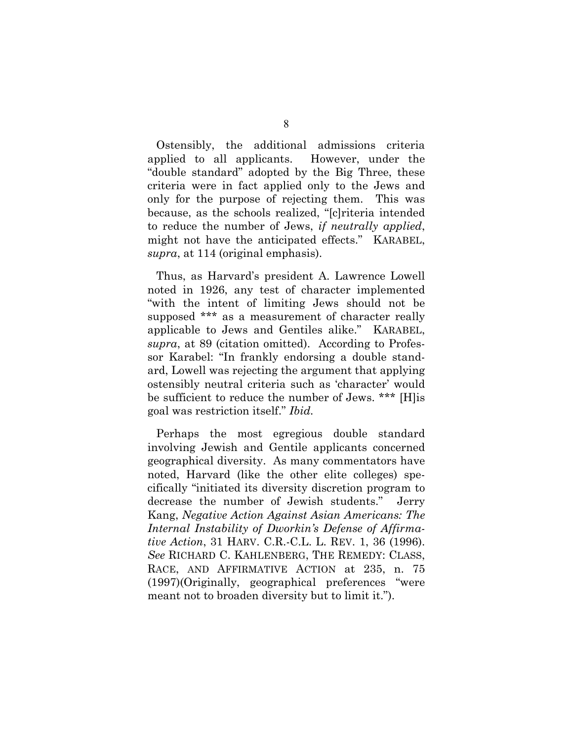Ostensibly, the additional admissions criteria applied to all applicants. However, under the "double standard" adopted by the Big Three, these criteria were in fact applied only to the Jews and only for the purpose of rejecting them. This was because, as the schools realized, "[c]riteria intended to reduce the number of Jews, *if neutrally applied*, might not have the anticipated effects." KARABEL, *supra*, at 114 (original emphasis).

Thus, as Harvard's president A. Lawrence Lowell noted in 1926, any test of character implemented "with the intent of limiting Jews should not be supposed *** as a measurement of character really applicable to Jews and Gentiles alike." KARABEL, *supra*, at 89 (citation omitted). According to Professor Karabel: "In frankly endorsing a double standard, Lowell was rejecting the argument that applying ostensibly neutral criteria such as 'character' would be sufficient to reduce the number of Jews. *** [H]is goal was restriction itself." *Ibid.*

Perhaps the most egregious double standard involving Jewish and Gentile applicants concerned geographical diversity. As many commentators have noted, Harvard (like the other elite colleges) specifically "initiated its diversity discretion program to decrease the number of Jewish students." Jerry Kang, *Negative Action Against Asian Americans: The Internal Instability of Dworkin's Defense of Affirmative Action*, 31 HARV. C.R.-C.L. L. REV. 1, 36 (1996). *See* RICHARD C. KAHLENBERG, THE REMEDY: CLASS, RACE, AND AFFIRMATIVE ACTION at 235, n. 75 (1997)(Originally, geographical preferences "were meant not to broaden diversity but to limit it.").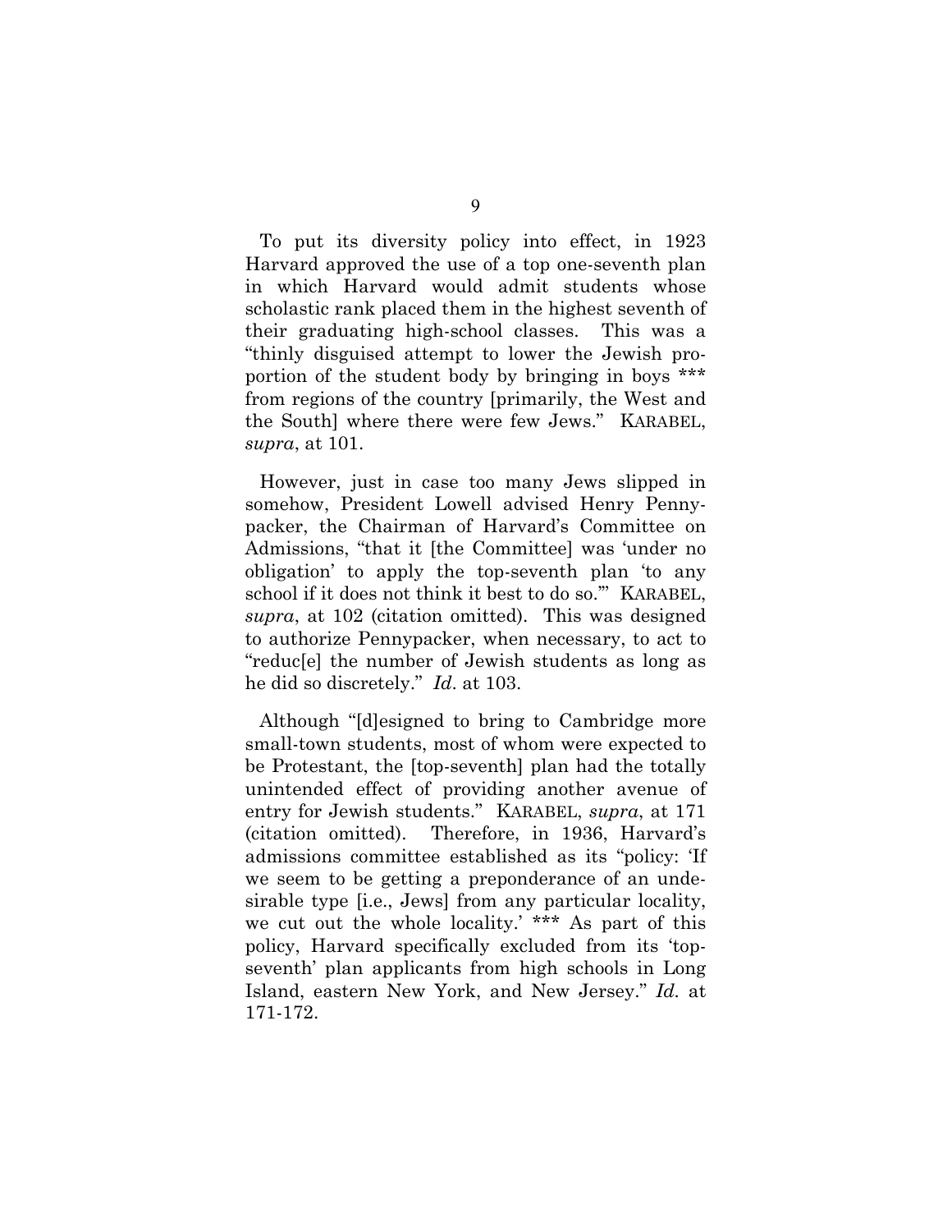To put its diversity policy into effect, in 1923 Harvard approved the use of a top one-seventh plan in which Harvard would admit students whose scholastic rank placed them in the highest seventh of their graduating high-school classes. This was a "thinly disguised attempt to lower the Jewish proportion of the student body by bringing in boys *** from regions of the country [primarily, the West and the South] where there were few Jews." KARABEL, *supra*, at 101.

However, just in case too many Jews slipped in somehow, President Lowell advised Henry Pennypacker, the Chairman of Harvard's Committee on Admissions, "that it [the Committee] was 'under no obligation' to apply the top-seventh plan 'to any school if it does not think it best to do so.'" KARABEL, *supra*, at 102 (citation omitted). This was designed to authorize Pennypacker, when necessary, to act to "reduc[e] the number of Jewish students as long as he did so discretely." *Id*. at 103.

Although "[d]esigned to bring to Cambridge more small-town students, most of whom were expected to be Protestant, the [top-seventh] plan had the totally unintended effect of providing another avenue of entry for Jewish students." KARABEL, *supra*, at 171 (citation omitted). Therefore, in 1936, Harvard's admissions committee established as its "policy: 'If we seem to be getting a preponderance of an undesirable type [i.e., Jews] from any particular locality, we cut out the whole locality.' *** As part of this policy, Harvard specifically excluded from its 'top-seventh' plan applicants from high schools in Long Island, eastern New York, and New Jersey." *Id.* at 171-172.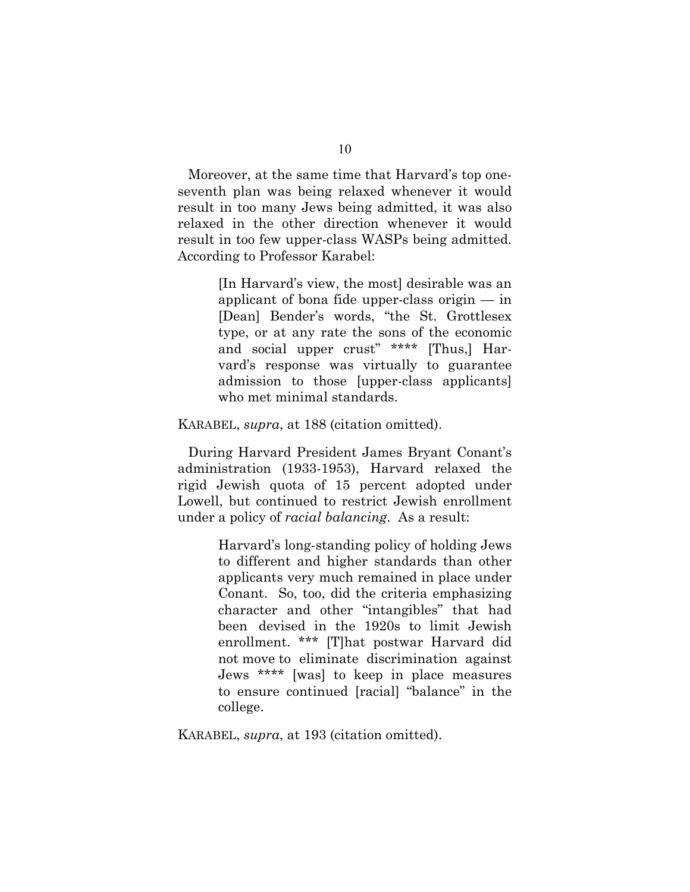Moreover, at the same time that Harvard's top one-seventh plan was being relaxed whenever it would result in too many Jews being admitted, it was also relaxed in the other direction whenever it would result in too few upper-class WASPs being admitted. According to Professor Karabel:

> [In Harvard's view, the most] desirable was an applicant of bona fide upper-class origin — in [Dean] Bender's words, "the St. Grottlesex type, or at any rate the sons of the economic and social upper crust" **** [Thus,] Harvard's response was virtually to guarantee admission to those [upper-class applicants] who met minimal standards.

KARABEL, *supra*, at 188 (citation omitted).

During Harvard President James Bryant Conant's administration (1933-1953), Harvard relaxed the rigid Jewish quota of 15 percent adopted under Lowell, but continued to restrict Jewish enrollment under a policy of *racial balancing*. As a result:

> Harvard's long-standing policy of holding Jews to different and higher standards than other applicants very much remained in place under Conant. So, too, did the criteria emphasizing character and other "intangibles" that had been devised in the 1920s to limit Jewish enrollment. *** [T]hat postwar Harvard did not move to eliminate discrimination against Jews **** [was] to keep in place measures to ensure continued [racial] "balance" in the college.

KARABEL, *supra*, at 193 (citation omitted).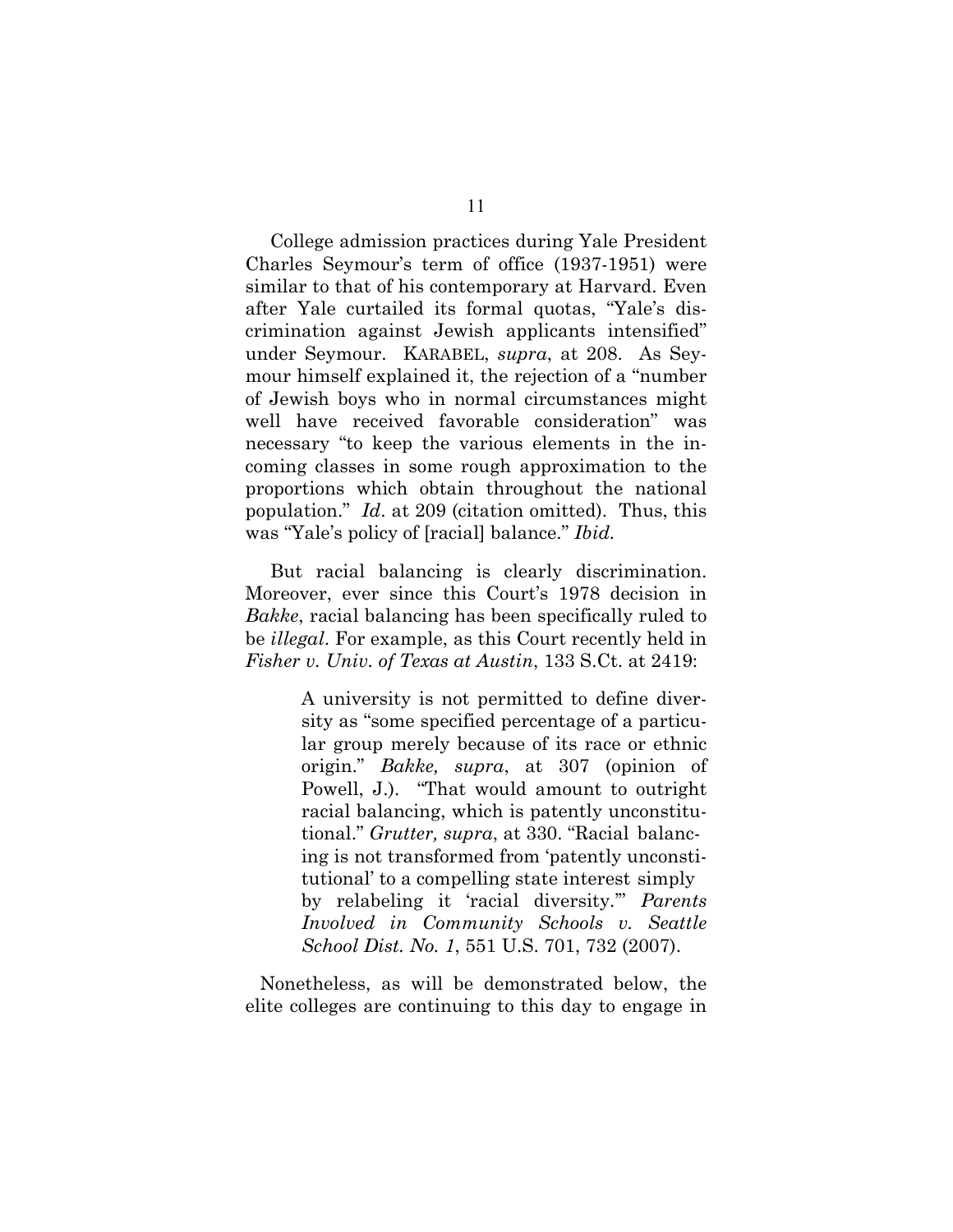College admission practices during Yale President Charles Seymour's term of office (1937-1951) were similar to that of his contemporary at Harvard. Even after Yale curtailed its formal quotas, "Yale's discrimination against Jewish applicants intensified" under Seymour. KARABEL, *supra*, at 208. As Seymour himself explained it, the rejection of a "number of Jewish boys who in normal circumstances might well have received favorable consideration" was necessary "to keep the various elements in the incoming classes in some rough approximation to the proportions which obtain throughout the national population." *Id*. at 209 (citation omitted). Thus, this was "Yale's policy of [racial] balance." *Ibid.*

But racial balancing is clearly discrimination. Moreover, ever since this Court's 1978 decision in *Bakke*, racial balancing has been specifically ruled to be *illegal*. For example, as this Court recently held in *Fisher v. Univ. of Texas at Austin*, 133 S.Ct. at 2419:

> A university is not permitted to define diversity as "some specified percentage of a particular group merely because of its race or ethnic origin." *Bakke, supra*, at 307 (opinion of Powell, J.). "That would amount to outright racial balancing, which is patently unconstitutional." *Grutter, supra*, at 330. "Racial balancing is not transformed from 'patently unconstitutional' to a compelling state interest simply by relabeling it 'racial diversity.'" *Parents Involved in Community Schools v. Seattle School Dist. No. 1*, 551 U.S. 701, 732 (2007).

Nonetheless, as will be demonstrated below, the elite colleges are continuing to this day to engage in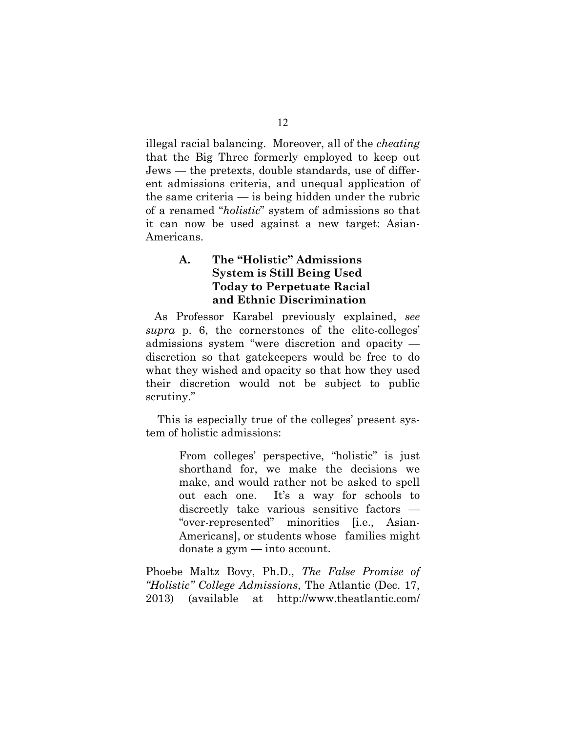illegal racial balancing. Moreover, all of the *cheating* that the Big Three formerly employed to keep out Jews — the pretexts, double standards, use of different admissions criteria, and unequal application of the same criteria — is being hidden under the rubric of a renamed "*holistic*" system of admissions so that it can now be used against a new target: Asian-Americans.

### A. The "Holistic" Admissions System is Still Being Used Today to Perpetuate Racial and Ethnic Discrimination

As Professor Karabel previously explained, *see supra* p. 6, the cornerstones of the elite-colleges' admissions system "were discretion and opacity — discretion so that gatekeepers would be free to do what they wished and opacity so that how they used their discretion would not be subject to public scrutiny."

This is especially true of the colleges' present system of holistic admissions:

> From colleges' perspective, "holistic" is just shorthand for, we make the decisions we make, and would rather not be asked to spell out each one. It's a way for schools to discreetly take various sensitive factors — "over-represented" minorities [i.e., Asian-Americans], or students whose families might donate a gym — into account.

Phoebe Maltz Bovy, Ph.D., *The False Promise of "Holistic" College Admissions*, The Atlantic (Dec. 17, 2013) (available at http://www.theatlantic.com/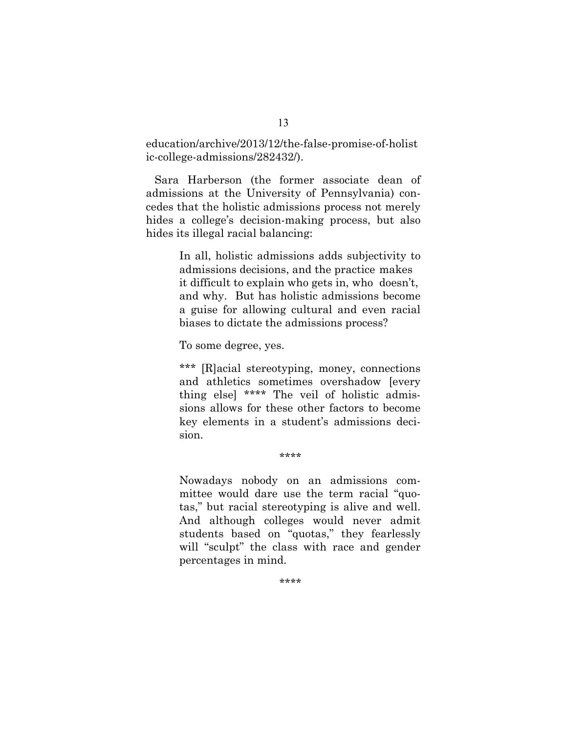education/archive/2013/12/the-false-promise-of-holistic-college-admissions/282432/).

Sara Harberson (the former associate dean of admissions at the University of Pennsylvania) concedes that the holistic admissions process not merely hides a college's decision-making process, but also hides its illegal racial balancing:

> In all, holistic admissions adds subjectivity to admissions decisions, and the practice makes it difficult to explain who gets in, who doesn't, and why. But has holistic admissions become a guise for allowing cultural and even racial biases to dictate the admissions process?
>
> To some degree, yes.
>
> *** [R]acial stereotyping, money, connections and athletics sometimes overshadow [every thing else] **** The veil of holistic admissions allows for these other factors to become key elements in a student's admissions decision.
>
> ****
>
> Nowadays nobody on an admissions committee would dare use the term racial "quotas," but racial stereotyping is alive and well. And although colleges would never admit students based on "quotas," they fearlessly will "sculpt" the class with race and gender percentages in mind.
>
> ****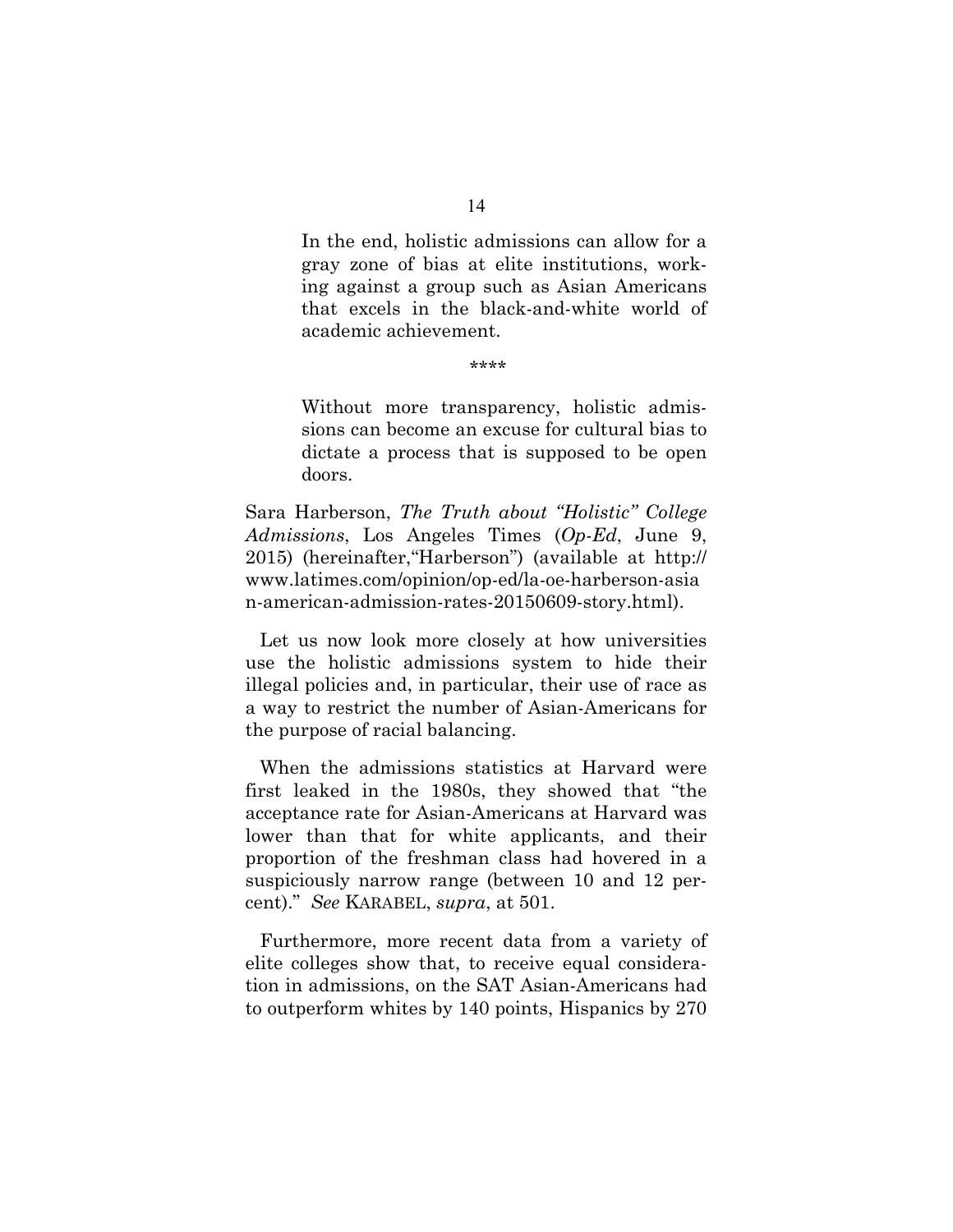> In the end, holistic admissions can allow for a gray zone of bias at elite institutions, working against a group such as Asian Americans that excels in the black-and-white world of academic achievement.
>
> \*\*\*\*
>
> Without more transparency, holistic admissions can become an excuse for cultural bias to dictate a process that is supposed to be open doors.

Sara Harberson, *The Truth about "Holistic" College Admissions*, Los Angeles Times (*Op-Ed*, June 9, 2015) (hereinafter,"Harberson") (available at http://www.latimes.com/opinion/op-ed/la-oe-harberson-asian-american-admission-rates-20150609-story.html).

Let us now look more closely at how universities use the holistic admissions system to hide their illegal policies and, in particular, their use of race as a way to restrict the number of Asian-Americans for the purpose of racial balancing.

When the admissions statistics at Harvard were first leaked in the 1980s, they showed that "the acceptance rate for Asian-Americans at Harvard was lower than that for white applicants, and their proportion of the freshman class had hovered in a suspiciously narrow range (between 10 and 12 percent)." *See* KARABEL, *supra*, at 501.

Furthermore, more recent data from a variety of elite colleges show that, to receive equal consideration in admissions, on the SAT Asian-Americans had to outperform whites by 140 points, Hispanics by 270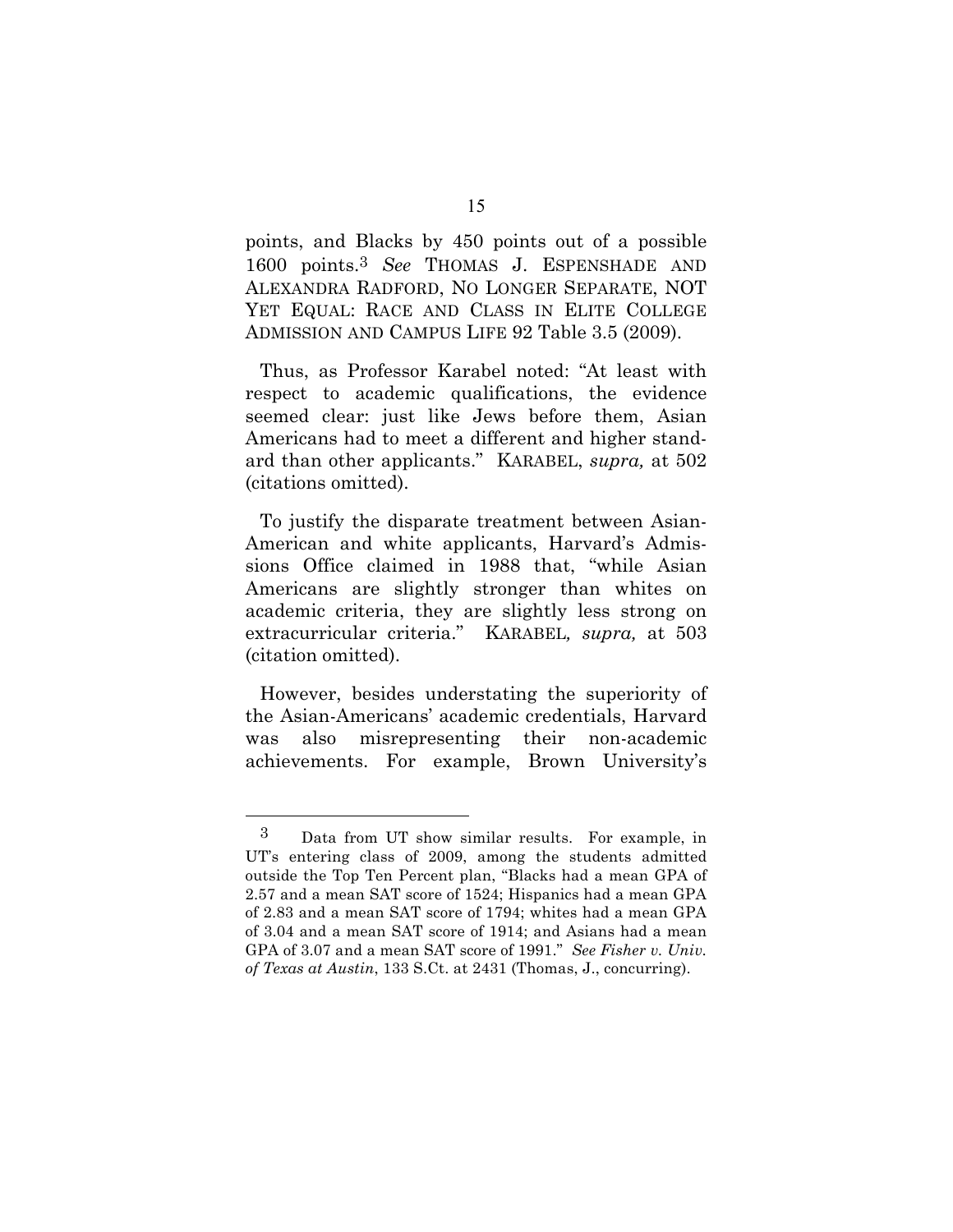points, and Blacks by 450 points out of a possible 1600 points.[3] *See* THOMAS J. ESPENSHADE AND ALEXANDRA RADFORD, NO LONGER SEPARATE, NOT YET EQUAL: RACE AND CLASS IN ELITE COLLEGE ADMISSION AND CAMPUS LIFE 92 Table 3.5 (2009).

Thus, as Professor Karabel noted: "At least with respect to academic qualifications, the evidence seemed clear: just like Jews before them, Asian Americans had to meet a different and higher standard than other applicants." KARABEL, *supra,* at 502 (citations omitted).

To justify the disparate treatment between Asian-American and white applicants, Harvard's Admissions Office claimed in 1988 that, "while Asian Americans are slightly stronger than whites on academic criteria, they are slightly less strong on extracurricular criteria." KARABEL*, supra,* at 503 (citation omitted).

However, besides understating the superiority of the Asian-Americans' academic credentials, Harvard was also misrepresenting their non-academic achievements. For example, Brown University's

---

[3] Data from UT show similar results. For example, in UT's entering class of 2009, among the students admitted outside the Top Ten Percent plan, "Blacks had a mean GPA of 2.57 and a mean SAT score of 1524; Hispanics had a mean GPA of 2.83 and a mean SAT score of 1794; whites had a mean GPA of 3.04 and a mean SAT score of 1914; and Asians had a mean GPA of 3.07 and a mean SAT score of 1991." *See Fisher v. Univ. of Texas at Austin*, 133 S.Ct. at 2431 (Thomas, J., concurring).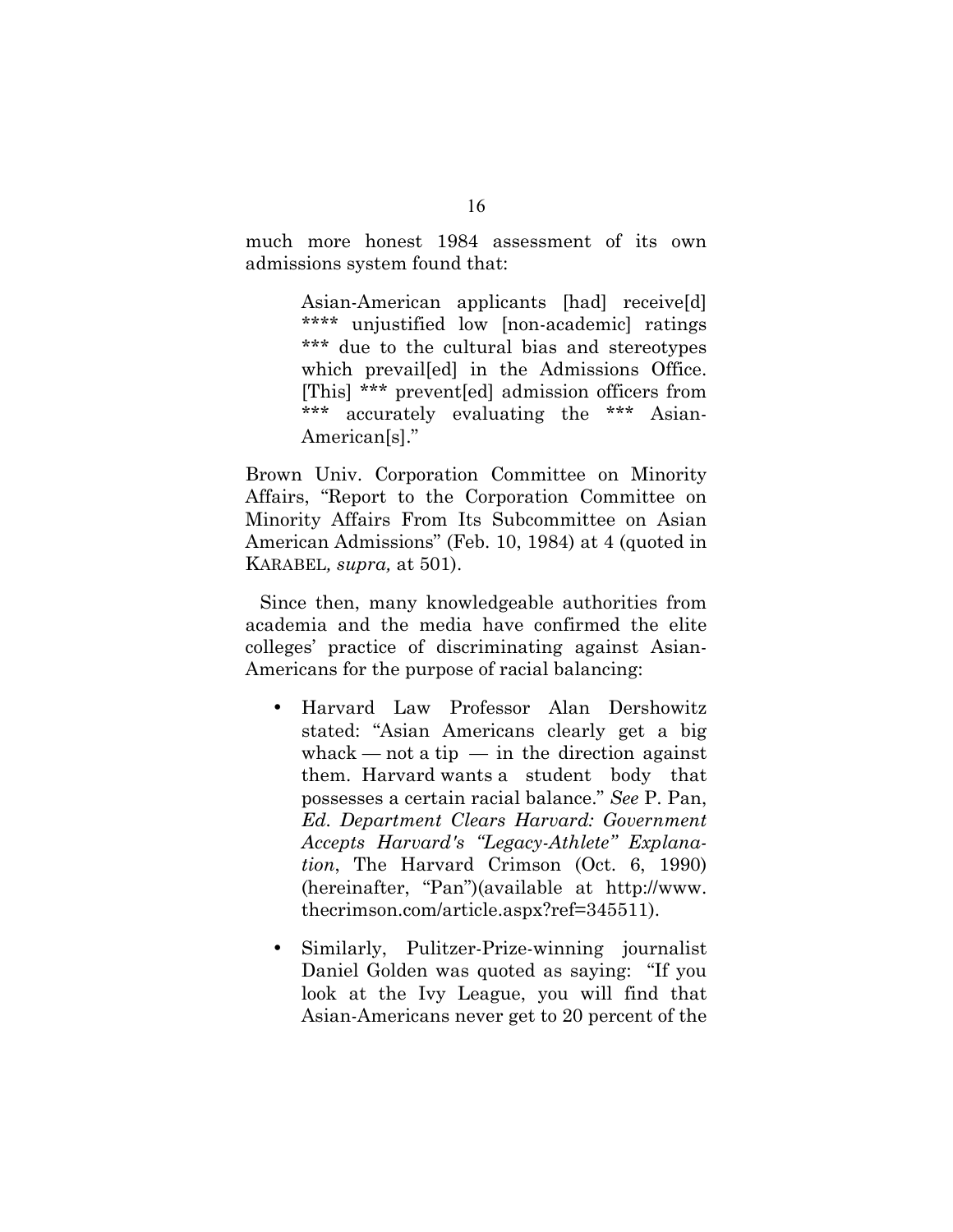much more honest 1984 assessment of its own admissions system found that:

> Asian-American applicants [had] receive[d] **** unjustified low [non-academic] ratings *** due to the cultural bias and stereotypes which prevail[ed] in the Admissions Office. [This] *** prevent[ed] admission officers from *** accurately evaluating the *** Asian-American[s]."

Brown Univ. Corporation Committee on Minority Affairs, "Report to the Corporation Committee on Minority Affairs From Its Subcommittee on Asian American Admissions" (Feb. 10, 1984) at 4 (quoted in KARABEL*, supra,* at 501).

Since then, many knowledgeable authorities from academia and the media have confirmed the elite colleges' practice of discriminating against Asian-Americans for the purpose of racial balancing:

- Harvard Law Professor Alan Dershowitz stated: "Asian Americans clearly get a big whack — not a tip — in the direction against them. Harvard wants a student body that possesses a certain racial balance." *See* P. Pan, *Ed. Department Clears Harvard: Government Accepts Harvard's "Legacy-Athlete" Explanation*, The Harvard Crimson (Oct. 6, 1990) (hereinafter, "Pan")(available at http://www.thecrimson.com/article.aspx?ref=345511).
- Similarly, Pulitzer-Prize-winning journalist Daniel Golden was quoted as saying: "If you look at the Ivy League, you will find that Asian-Americans never get to 20 percent of the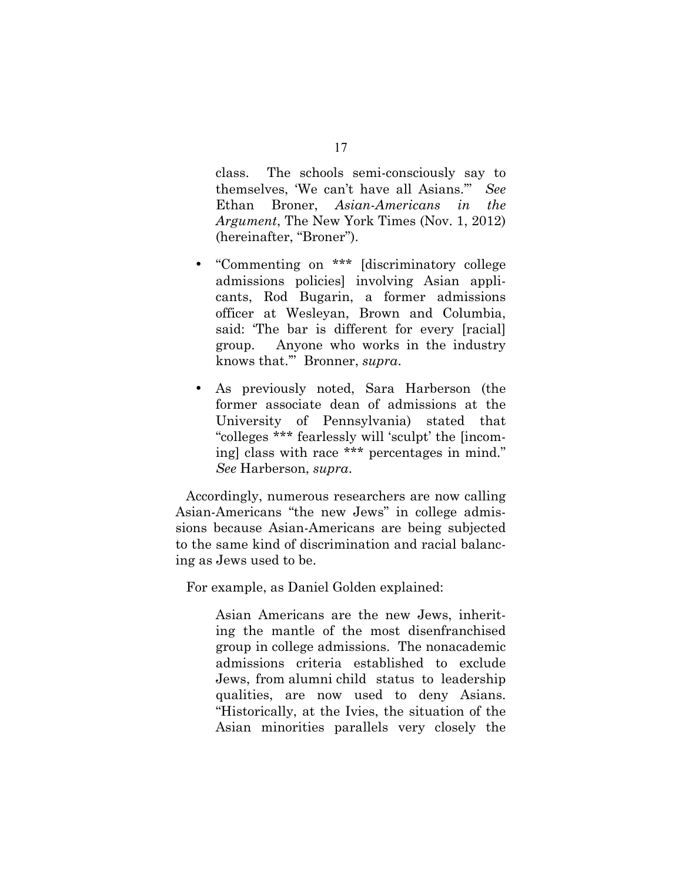class. The schools semi-consciously say to themselves, 'We can't have all Asians.'" *See* Ethan Broner, *Asian-Americans in the Argument*, The New York Times (Nov. 1, 2012) (hereinafter, "Broner").

- "Commenting on *** [discriminatory college admissions policies] involving Asian applicants, Rod Bugarin, a former admissions officer at Wesleyan, Brown and Columbia, said: 'The bar is different for every [racial] group. Anyone who works in the industry knows that.'" Bronner, *supra*.

- As previously noted, Sara Harberson (the former associate dean of admissions at the University of Pennsylvania) stated that "colleges *** fearlessly will 'sculpt' the [incoming] class with race *** percentages in mind." *See* Harberson, *supra*.

Accordingly, numerous researchers are now calling Asian-Americans "the new Jews" in college admissions because Asian-Americans are being subjected to the same kind of discrimination and racial balancing as Jews used to be.

For example, as Daniel Golden explained:

> Asian Americans are the new Jews, inheriting the mantle of the most disenfranchised group in college admissions. The nonacademic admissions criteria established to exclude Jews, from alumni child status to leadership qualities, are now used to deny Asians. "Historically, at the Ivies, the situation of the Asian minorities parallels very closely the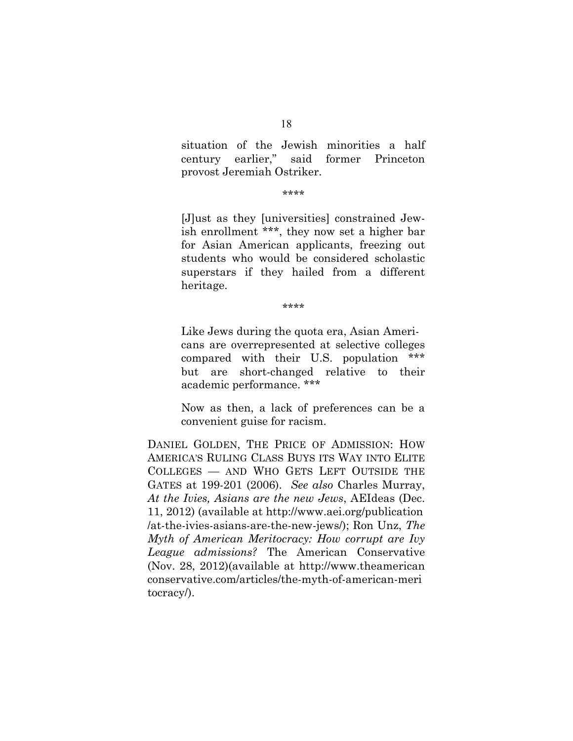> situation of the Jewish minorities a half century earlier," said former Princeton provost Jeremiah Ostriker.
>
> \*\*\*\*
>
> [J]ust as they [universities] constrained Jewish enrollment \*\*\*, they now set a higher bar for Asian American applicants, freezing out students who would be considered scholastic superstars if they hailed from a different heritage.
>
> \*\*\*\*
>
> Like Jews during the quota era, Asian Americans are overrepresented at selective colleges compared with their U.S. population \*\*\* but are short-changed relative to their academic performance. \*\*\*
>
> Now as then, a lack of preferences can be a convenient guise for racism.

DANIEL GOLDEN, THE PRICE OF ADMISSION: HOW AMERICA'S RULING CLASS BUYS ITS WAY INTO ELITE COLLEGES — AND WHO GETS LEFT OUTSIDE THE GATES at 199-201 (2006). *See also* Charles Murray, *At the Ivies, Asians are the new Jews*, AEIdeas (Dec. 11, 2012) (available at http://www.aei.org/publication/at-the-ivies-asians-are-the-new-jews/); Ron Unz, *The Myth of American Meritocracy: How corrupt are Ivy League admissions?* The American Conservative (Nov. 28, 2012)(available at http://www.theamericanconservative.com/articles/the-myth-of-american-meritocracy/).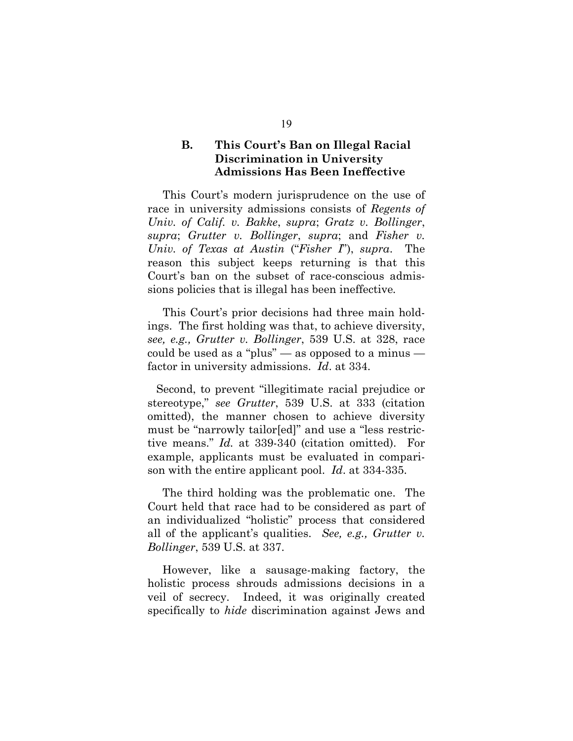### B. This Court's Ban on Illegal Racial Discrimination in University Admissions Has Been Ineffective

This Court's modern jurisprudence on the use of race in university admissions consists of *Regents of Univ. of Calif. v. Bakke*, *supra*; *Gratz v. Bollinger*, *supra*; *Grutter v. Bollinger*, *supra*; and *Fisher v. Univ. of Texas at Austin* ("*Fisher I*"), *supra*. The reason this subject keeps returning is that this Court's ban on the subset of race-conscious admissions policies that is illegal has been ineffective.

This Court's prior decisions had three main holdings. The first holding was that, to achieve diversity, *see, e.g., Grutter v. Bollinger*, 539 U.S. at 328, race could be used as a "plus" — as opposed to a minus — factor in university admissions. *Id*. at 334.

Second, to prevent "illegitimate racial prejudice or stereotype," *see Grutter*, 539 U.S. at 333 (citation omitted), the manner chosen to achieve diversity must be "narrowly tailor[ed]" and use a "less restrictive means." *Id.* at 339-340 (citation omitted). For example, applicants must be evaluated in comparison with the entire applicant pool. *Id*. at 334-335.

The third holding was the problematic one. The Court held that race had to be considered as part of an individualized "holistic" process that considered all of the applicant's qualities. *See, e.g., Grutter v. Bollinger*, 539 U.S. at 337.

However, like a sausage-making factory, the holistic process shrouds admissions decisions in a veil of secrecy. Indeed, it was originally created specifically to *hide* discrimination against Jews and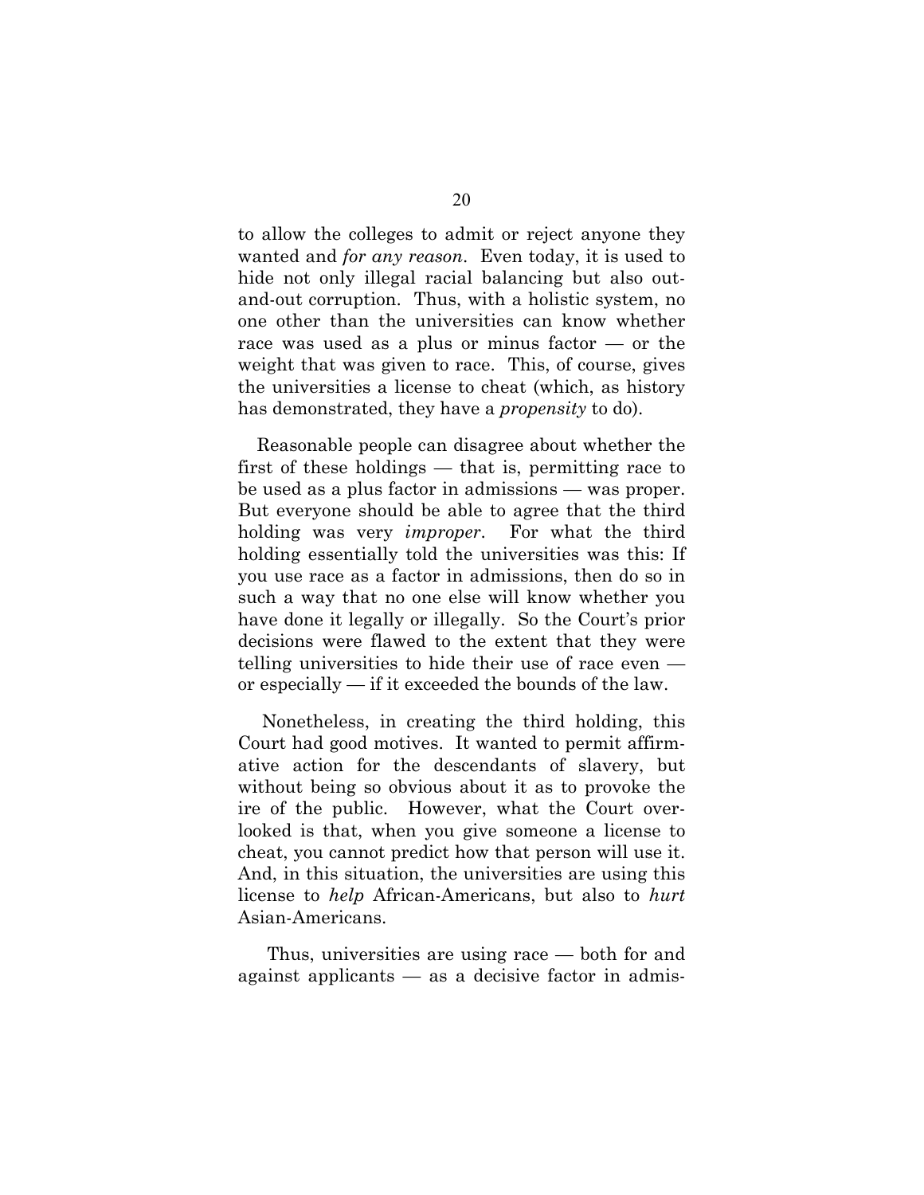to allow the colleges to admit or reject anyone they wanted and *for any reason*. Even today, it is used to hide not only illegal racial balancing but also out-and-out corruption. Thus, with a holistic system, no one other than the universities can know whether race was used as a plus or minus factor — or the weight that was given to race. This, of course, gives the universities a license to cheat (which, as history has demonstrated, they have a *propensity* to do).

Reasonable people can disagree about whether the first of these holdings — that is, permitting race to be used as a plus factor in admissions — was proper. But everyone should be able to agree that the third holding was very *improper*. For what the third holding essentially told the universities was this: If you use race as a factor in admissions, then do so in such a way that no one else will know whether you have done it legally or illegally. So the Court's prior decisions were flawed to the extent that they were telling universities to hide their use of race even — or especially — if it exceeded the bounds of the law.

Nonetheless, in creating the third holding, this Court had good motives. It wanted to permit affirmative action for the descendants of slavery, but without being so obvious about it as to provoke the ire of the public. However, what the Court overlooked is that, when you give someone a license to cheat, you cannot predict how that person will use it. And, in this situation, the universities are using this license to *help* African-Americans, but also to *hurt* Asian-Americans.

Thus, universities are using race — both for and against applicants — as a decisive factor in admis-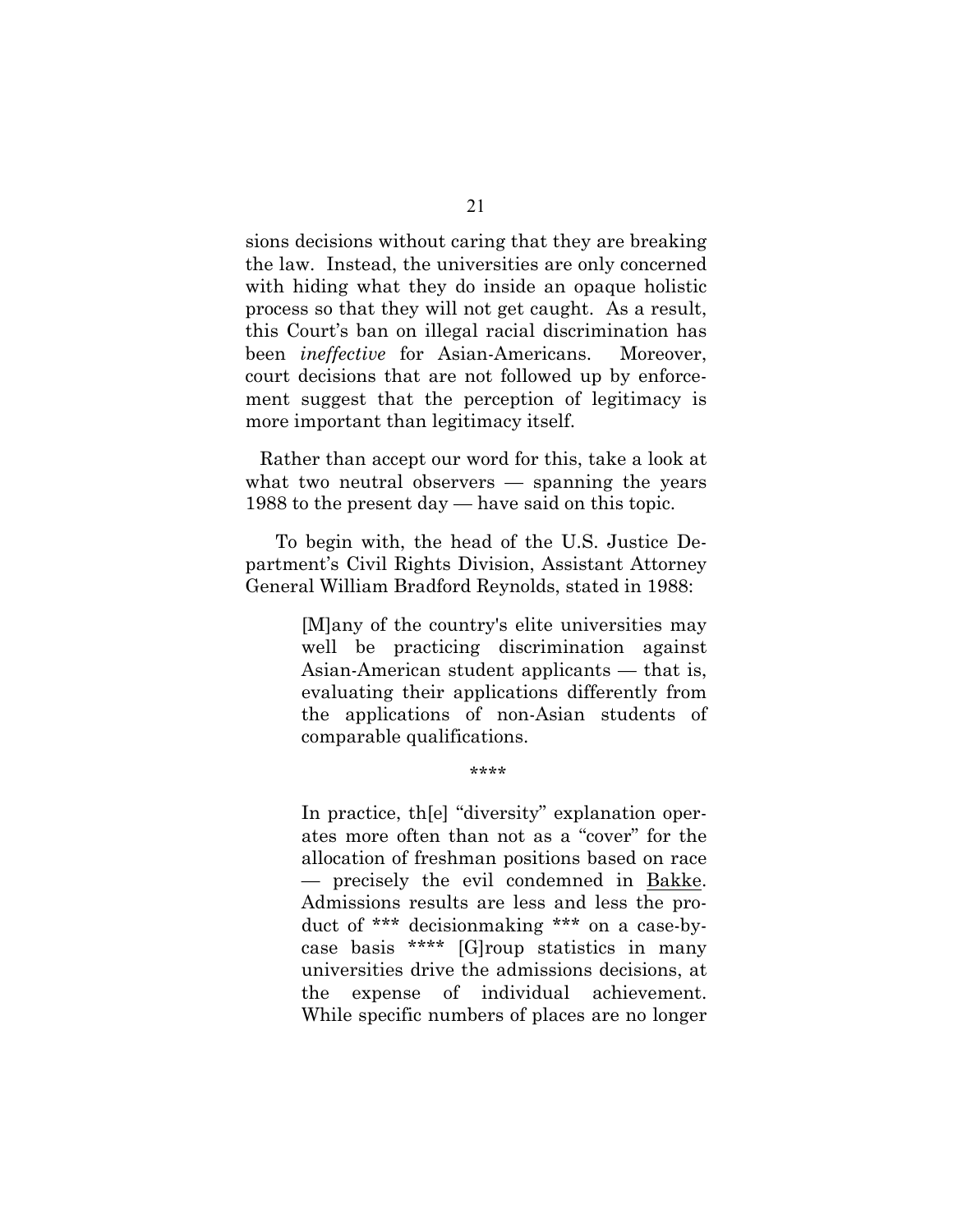sions decisions without caring that they are breaking the law. Instead, the universities are only concerned with hiding what they do inside an opaque holistic process so that they will not get caught. As a result, this Court's ban on illegal racial discrimination has been *ineffective* for Asian-Americans. Moreover, court decisions that are not followed up by enforcement suggest that the perception of legitimacy is more important than legitimacy itself.

Rather than accept our word for this, take a look at what two neutral observers — spanning the years 1988 to the present day — have said on this topic.

To begin with, the head of the U.S. Justice Department's Civil Rights Division, Assistant Attorney General William Bradford Reynolds, stated in 1988:

> [M]any of the country's elite universities may well be practicing discrimination against Asian-American student applicants — that is, evaluating their applications differently from the applications of non-Asian students of comparable qualifications.
>
> \*\*\*\*
>
> In practice, th[e] "diversity" explanation operates more often than not as a "cover" for the allocation of freshman positions based on race — precisely the evil condemned in Bakke. Admissions results are less and less the product of \*\*\* decisionmaking \*\*\* on a case-by-case basis \*\*\*\* [G]roup statistics in many universities drive the admissions decisions, at the expense of individual achievement. While specific numbers of places are no longer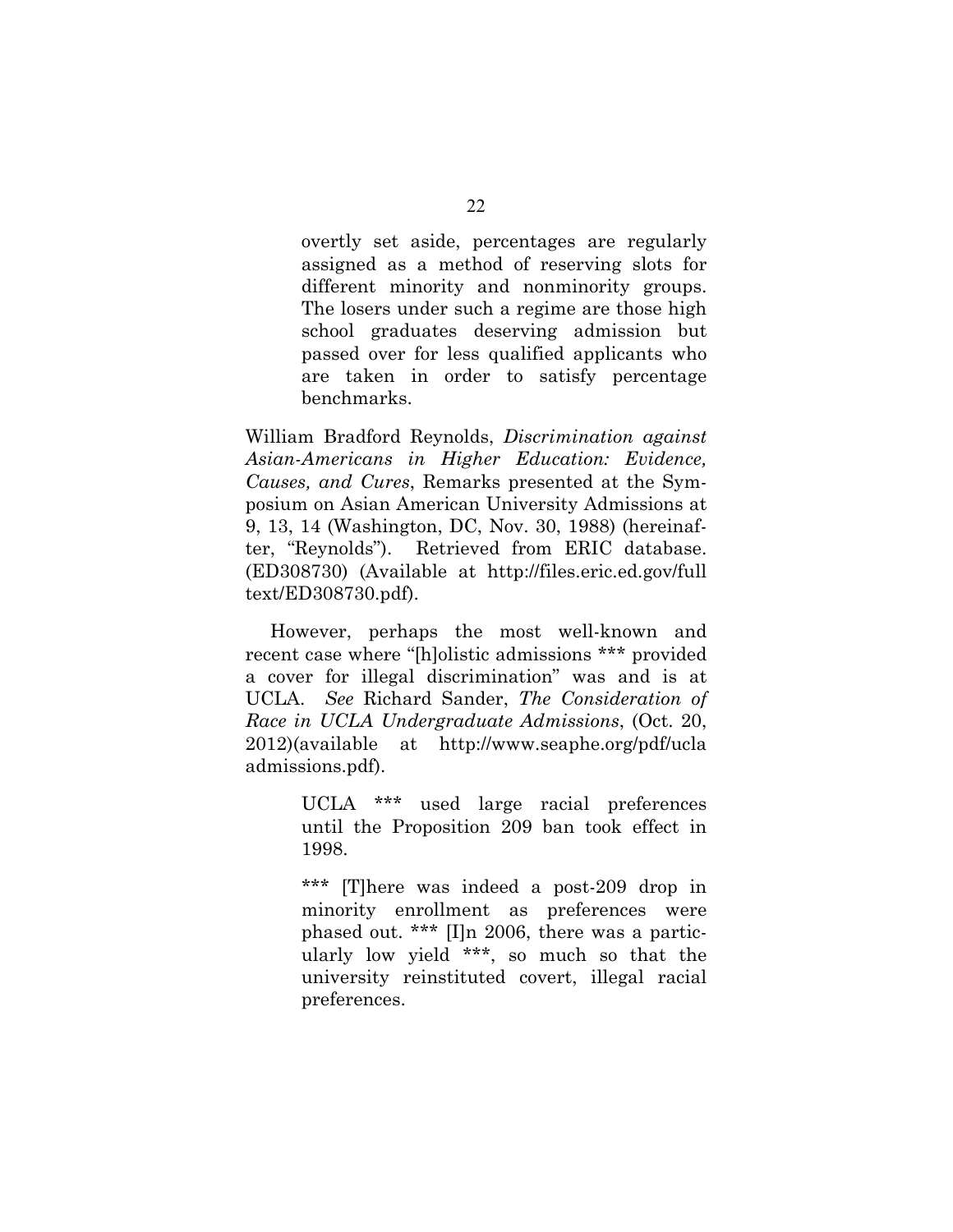> overtly set aside, percentages are regularly assigned as a method of reserving slots for different minority and nonminority groups. The losers under such a regime are those high school graduates deserving admission but passed over for less qualified applicants who are taken in order to satisfy percentage benchmarks.

William Bradford Reynolds, *Discrimination against Asian-Americans in Higher Education: Evidence, Causes, and Cures*, Remarks presented at the Symposium on Asian American University Admissions at 9, 13, 14 (Washington, DC, Nov. 30, 1988) (hereinafter, "Reynolds"). Retrieved from ERIC database. (ED308730) (Available at http://files.eric.ed.gov/fulltext/ED308730.pdf).

However, perhaps the most well-known and recent case where "[h]olistic admissions *** provided a cover for illegal discrimination" was and is at UCLA. *See* Richard Sander, *The Consideration of Race in UCLA Undergraduate Admissions*, (Oct. 20, 2012)(available at http://www.seaphe.org/pdf/uclaadmissions.pdf).

> UCLA *** used large racial preferences until the Proposition 209 ban took effect in 1998.
>
> *** [T]here was indeed a post-209 drop in minority enrollment as preferences were phased out. *** [I]n 2006, there was a particularly low yield ***, so much so that the university reinstituted covert, illegal racial preferences.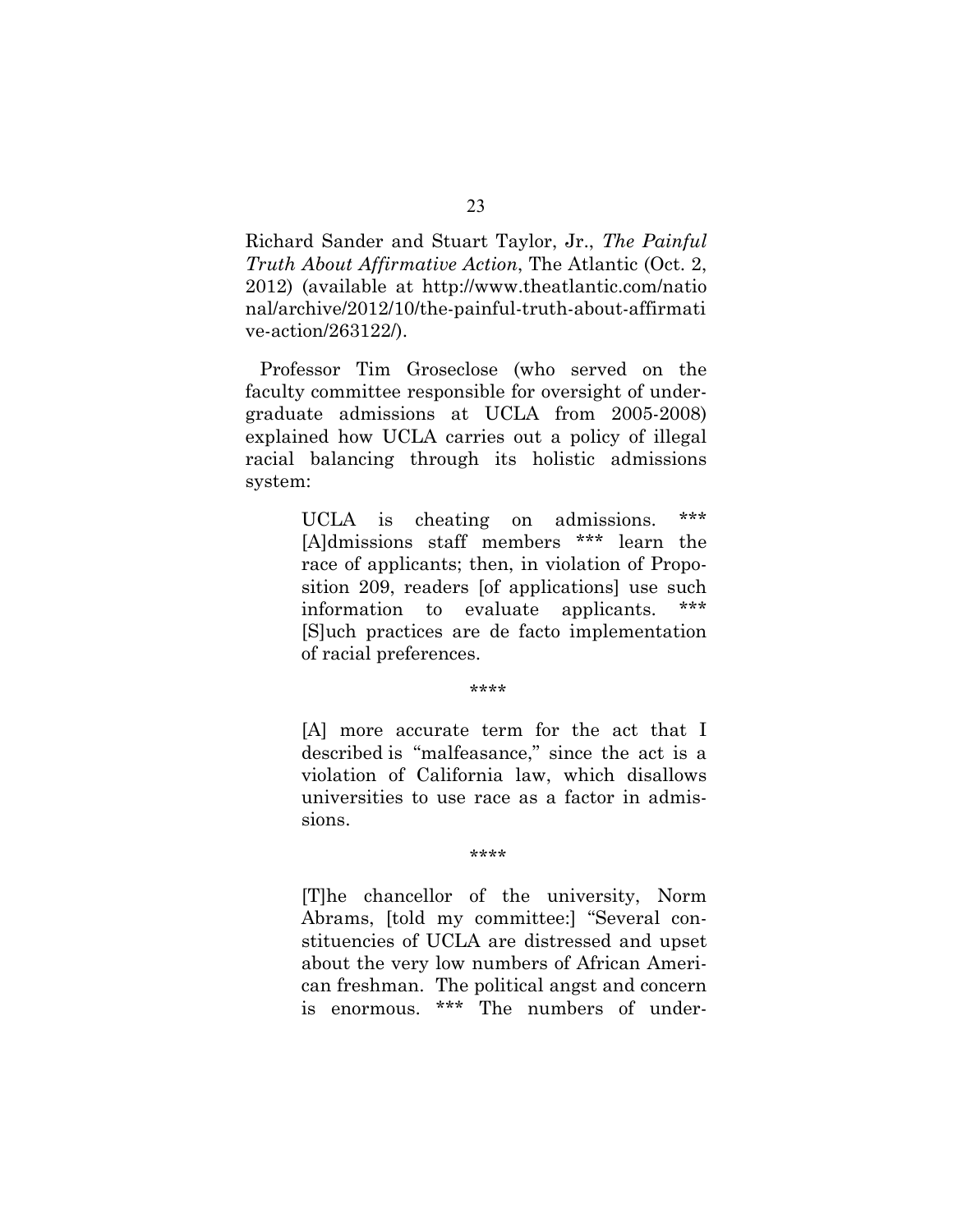Richard Sander and Stuart Taylor, Jr., *The Painful Truth About Affirmative Action*, The Atlantic (Oct. 2, 2012) (available at http://www.theatlantic.com/national/archive/2012/10/the-painful-truth-about-affirmative-action/263122/).

Professor Tim Groseclose (who served on the faculty committee responsible for oversight of undergraduate admissions at UCLA from 2005-2008) explained how UCLA carries out a policy of illegal racial balancing through its holistic admissions system:

> UCLA is cheating on admissions. *** [A]dmissions staff members *** learn the race of applicants; then, in violation of Proposition 209, readers [of applications] use such information to evaluate applicants. *** [S]uch practices are de facto implementation of racial preferences.
>
> ****
>
> [A] more accurate term for the act that I described is "malfeasance," since the act is a violation of California law, which disallows universities to use race as a factor in admissions.
>
> ****
>
> [T]he chancellor of the university, Norm Abrams, [told my committee:] "Several constituencies of UCLA are distressed and upset about the very low numbers of African American freshman. The political angst and concern is enormous. *** The numbers of under-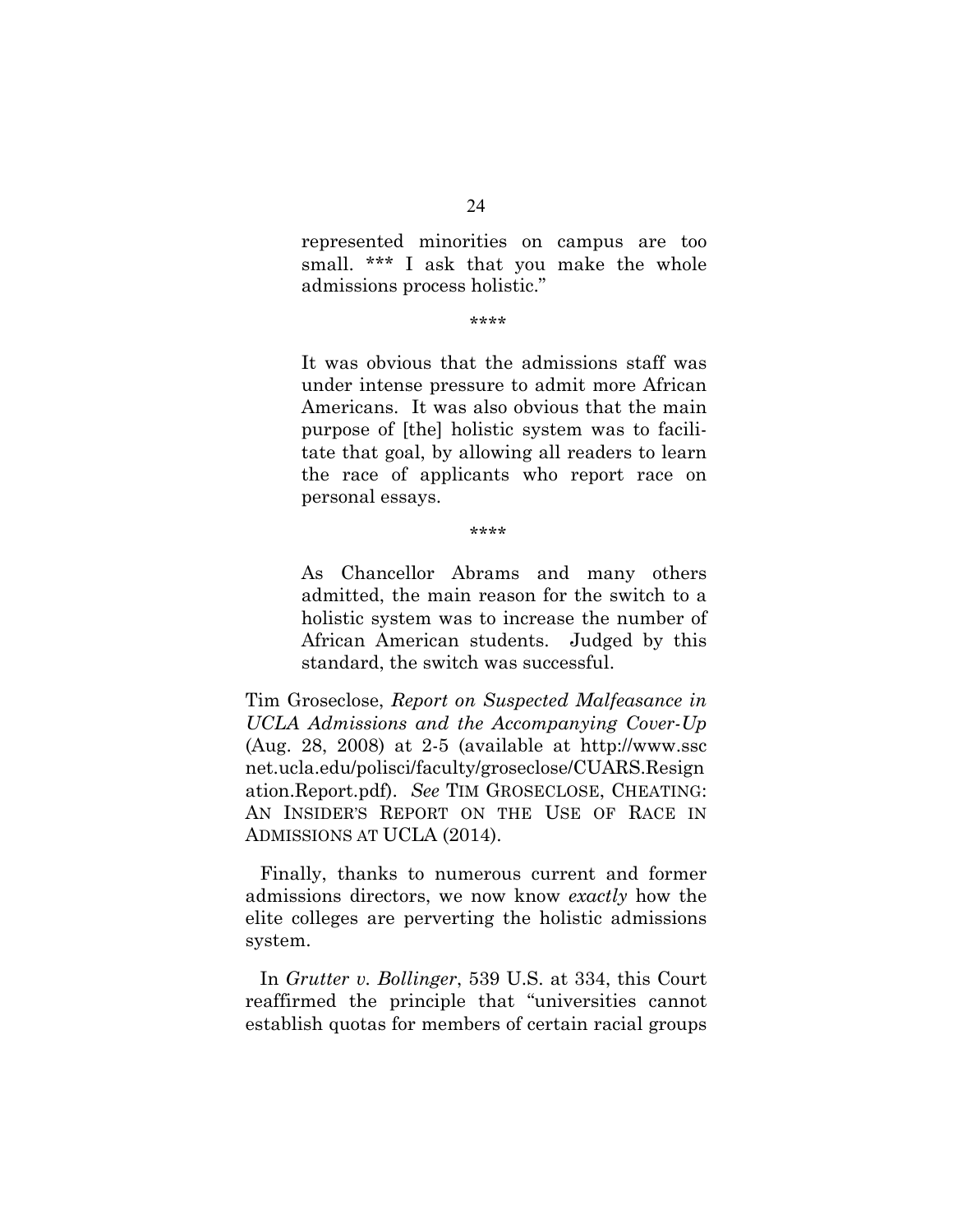> represented minorities on campus are too small. *** I ask that you make the whole admissions process holistic."
>
> ****
>
> It was obvious that the admissions staff was under intense pressure to admit more African Americans. It was also obvious that the main purpose of [the] holistic system was to facilitate that goal, by allowing all readers to learn the race of applicants who report race on personal essays.
>
> ****
>
> As Chancellor Abrams and many others admitted, the main reason for the switch to a holistic system was to increase the number of African American students. Judged by this standard, the switch was successful.

Tim Groseclose, *Report on Suspected Malfeasance in UCLA Admissions and the Accompanying Cover-Up* (Aug. 28, 2008) at 2-5 (available at http://www.sscnet.ucla.edu/polisci/faculty/groseclose/CUARS.Resignation.Report.pdf). *See* TIM GROSECLOSE, CHEATING: AN INSIDER'S REPORT ON THE USE OF RACE IN ADMISSIONS AT UCLA (2014).

Finally, thanks to numerous current and former admissions directors, we now know *exactly* how the elite colleges are perverting the holistic admissions system.

In *Grutter v. Bollinger*, 539 U.S. at 334, this Court reaffirmed the principle that "universities cannot establish quotas for members of certain racial groups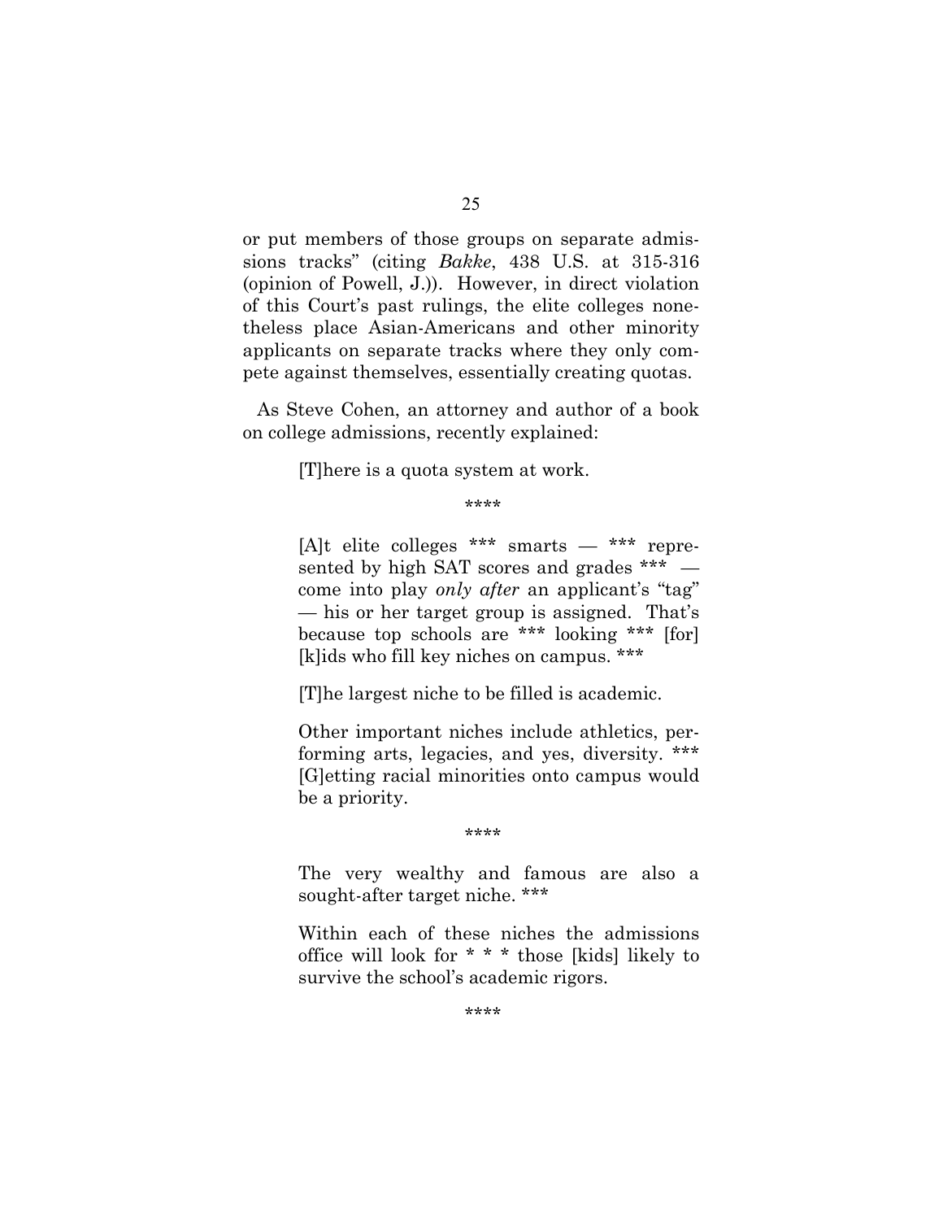or put members of those groups on separate admissions tracks" (citing *Bakke*, 438 U.S. at 315-316 (opinion of Powell, J.)). However, in direct violation of this Court's past rulings, the elite colleges nonetheless place Asian-Americans and other minority applicants on separate tracks where they only compete against themselves, essentially creating quotas.

As Steve Cohen, an attorney and author of a book on college admissions, recently explained:

> [T]here is a quota system at work.
>
> \*\*\*\*
>
> [A]t elite colleges \*\*\* smarts — \*\*\* represented by high SAT scores and grades \*\*\* — come into play *only after* an applicant's "tag" — his or her target group is assigned. That's because top schools are \*\*\* looking \*\*\* [for] [k]ids who fill key niches on campus. \*\*\*
>
> [T]he largest niche to be filled is academic.
>
> Other important niches include athletics, performing arts, legacies, and yes, diversity. \*\*\* [G]etting racial minorities onto campus would be a priority.
>
> \*\*\*\*
>
> The very wealthy and famous are also a sought-after target niche. \*\*\*
>
> Within each of these niches the admissions office will look for \* \* \* those [kids] likely to survive the school's academic rigors.
>
> \*\*\*\*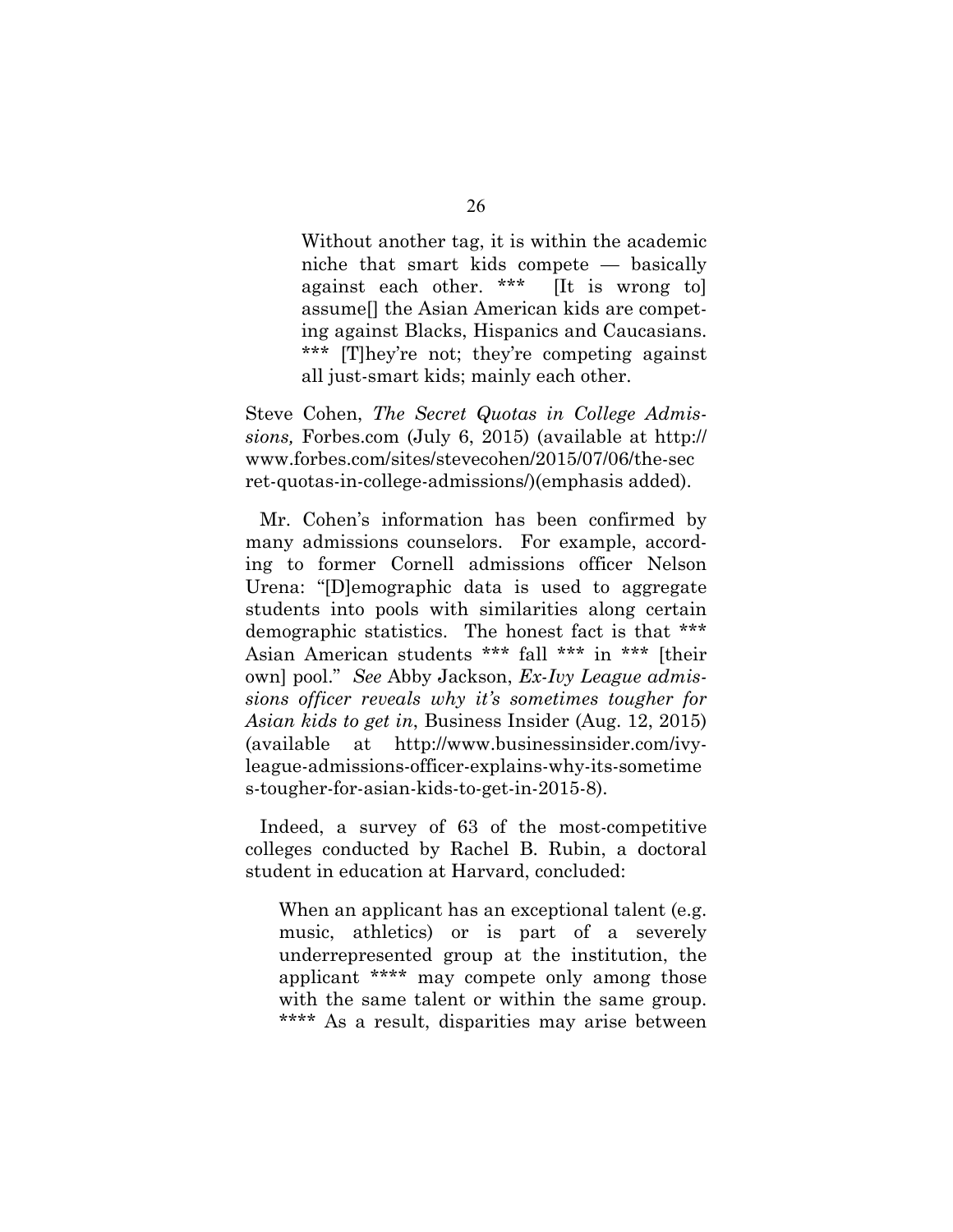> Without another tag, it is within the academic niche that smart kids compete — basically against each other. *** [It is wrong to] assume[] the Asian American kids are competing against Blacks, Hispanics and Caucasians. *** [T]hey're not; they're competing against all just-smart kids; mainly each other.

Steve Cohen, *The Secret Quotas in College Admissions,* Forbes.com (July 6, 2015) (available at http://www.forbes.com/sites/stevecohen/2015/07/06/the-secret-quotas-in-college-admissions/)(emphasis added).

Mr. Cohen's information has been confirmed by many admissions counselors. For example, according to former Cornell admissions officer Nelson Urena: "[D]emographic data is used to aggregate students into pools with similarities along certain demographic statistics. The honest fact is that *** Asian American students *** fall *** in *** [their own] pool." *See* Abby Jackson, *Ex-Ivy League admissions officer reveals why it's sometimes tougher for Asian kids to get in*, Business Insider (Aug. 12, 2015) (available at http://www.businessinsider.com/ivy-league-admissions-officer-explains-why-its-sometimes-tougher-for-asian-kids-to-get-in-2015-8).

Indeed, a survey of 63 of the most-competitive colleges conducted by Rachel B. Rubin, a doctoral student in education at Harvard, concluded:

> When an applicant has an exceptional talent (e.g. music, athletics) or is part of a severely underrepresented group at the institution, the applicant **** may compete only among those with the same talent or within the same group. **** As a result, disparities may arise between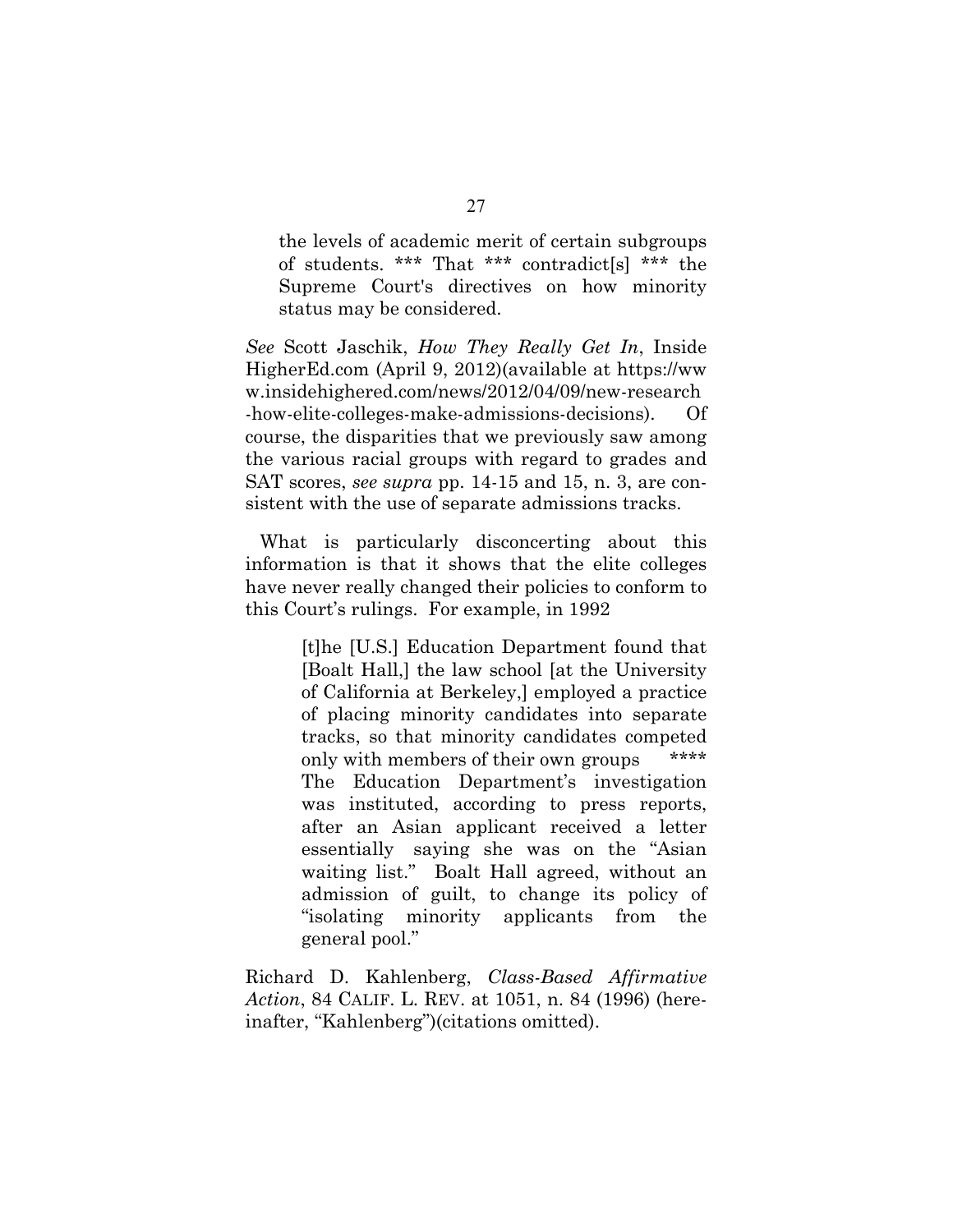> the levels of academic merit of certain subgroups of students. *** That *** contradict[s] *** the Supreme Court's directives on how minority status may be considered.

*See* Scott Jaschik, *How They Really Get In*, Inside HigherEd.com (April 9, 2012)(available at https://www.insidehighered.com/news/2012/04/09/new-research-how-elite-colleges-make-admissions-decisions). Of course, the disparities that we previously saw among the various racial groups with regard to grades and SAT scores, *see supra* pp. 14-15 and 15, n. 3, are consistent with the use of separate admissions tracks.

What is particularly disconcerting about this information is that it shows that the elite colleges have never really changed their policies to conform to this Court's rulings. For example, in 1992

> [t]he [U.S.] Education Department found that [Boalt Hall,] the law school [at the University of California at Berkeley,] employed a practice of placing minority candidates into separate tracks, so that minority candidates competed only with members of their own groups **** The Education Department's investigation was instituted, according to press reports, after an Asian applicant received a letter essentially saying she was on the "Asian waiting list." Boalt Hall agreed, without an admission of guilt, to change its policy of "isolating minority applicants from the general pool."

Richard D. Kahlenberg, *Class-Based Affirmative Action*, 84 CALIF. L. REV. at 1051, n. 84 (1996) (hereinafter, "Kahlenberg")(citations omitted).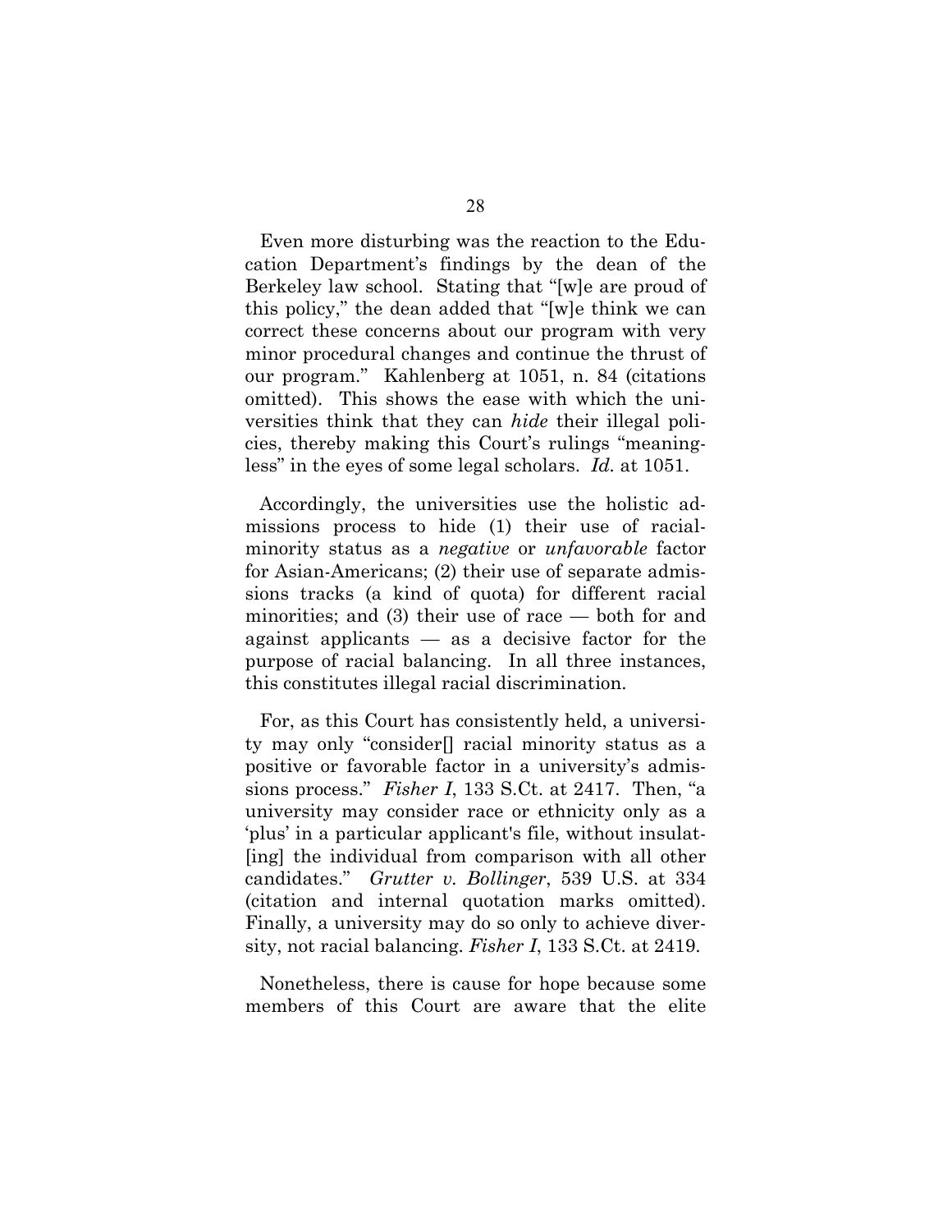Even more disturbing was the reaction to the Education Department's findings by the dean of the Berkeley law school. Stating that "[w]e are proud of this policy," the dean added that "[w]e think we can correct these concerns about our program with very minor procedural changes and continue the thrust of our program." Kahlenberg at 1051, n. 84 (citations omitted). This shows the ease with which the universities think that they can *hide* their illegal policies, thereby making this Court's rulings "meaningless" in the eyes of some legal scholars. *Id.* at 1051.

Accordingly, the universities use the holistic admissions process to hide (1) their use of racial-minority status as a *negative* or *unfavorable* factor for Asian-Americans; (2) their use of separate admissions tracks (a kind of quota) for different racial minorities; and (3) their use of race — both for and against applicants — as a decisive factor for the purpose of racial balancing. In all three instances, this constitutes illegal racial discrimination.

For, as this Court has consistently held, a university may only "consider[] racial minority status as a positive or favorable factor in a university's admissions process." *Fisher I*, 133 S.Ct. at 2417. Then, "a university may consider race or ethnicity only as a 'plus' in a particular applicant's file, without insulat[ing] the individual from comparison with all other candidates." *Grutter v. Bollinger*, 539 U.S. at 334 (citation and internal quotation marks omitted). Finally, a university may do so only to achieve diversity, not racial balancing. *Fisher I*, 133 S.Ct. at 2419.

Nonetheless, there is cause for hope because some members of this Court are aware that the elite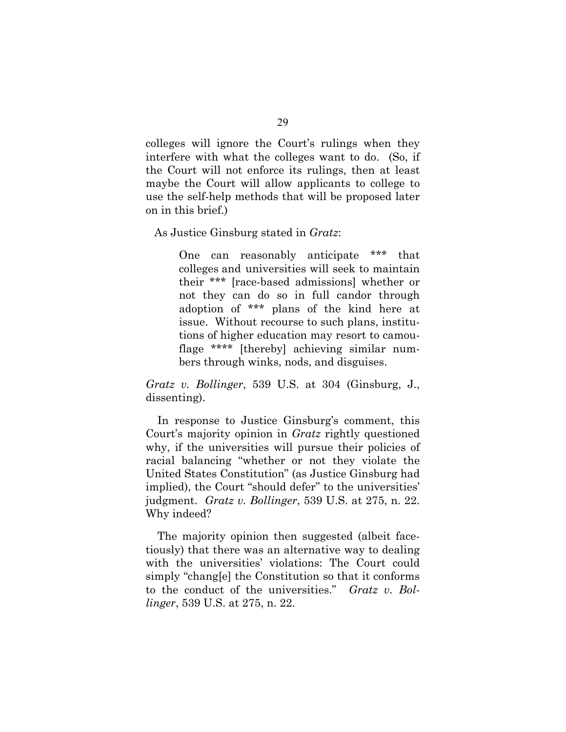colleges will ignore the Court's rulings when they interfere with what the colleges want to do. (So, if the Court will not enforce its rulings, then at least maybe the Court will allow applicants to college to use the self-help methods that will be proposed later on in this brief.)

As Justice Ginsburg stated in *Gratz*:

> One can reasonably anticipate *** that colleges and universities will seek to maintain their *** [race-based admissions] whether or not they can do so in full candor through adoption of *** plans of the kind here at issue. Without recourse to such plans, institutions of higher education may resort to camouflage **** [thereby] achieving similar numbers through winks, nods, and disguises.

*Gratz v. Bollinger*, 539 U.S. at 304 (Ginsburg, J., dissenting).

In response to Justice Ginsburg's comment, this Court's majority opinion in *Gratz* rightly questioned why, if the universities will pursue their policies of racial balancing "whether or not they violate the United States Constitution" (as Justice Ginsburg had implied), the Court "should defer" to the universities' judgment. *Gratz v. Bollinger*, 539 U.S. at 275, n. 22. Why indeed?

The majority opinion then suggested (albeit facetiously) that there was an alternative way to dealing with the universities' violations: The Court could simply "chang[e] the Constitution so that it conforms to the conduct of the universities." *Gratz v. Bollinger*, 539 U.S. at 275, n. 22.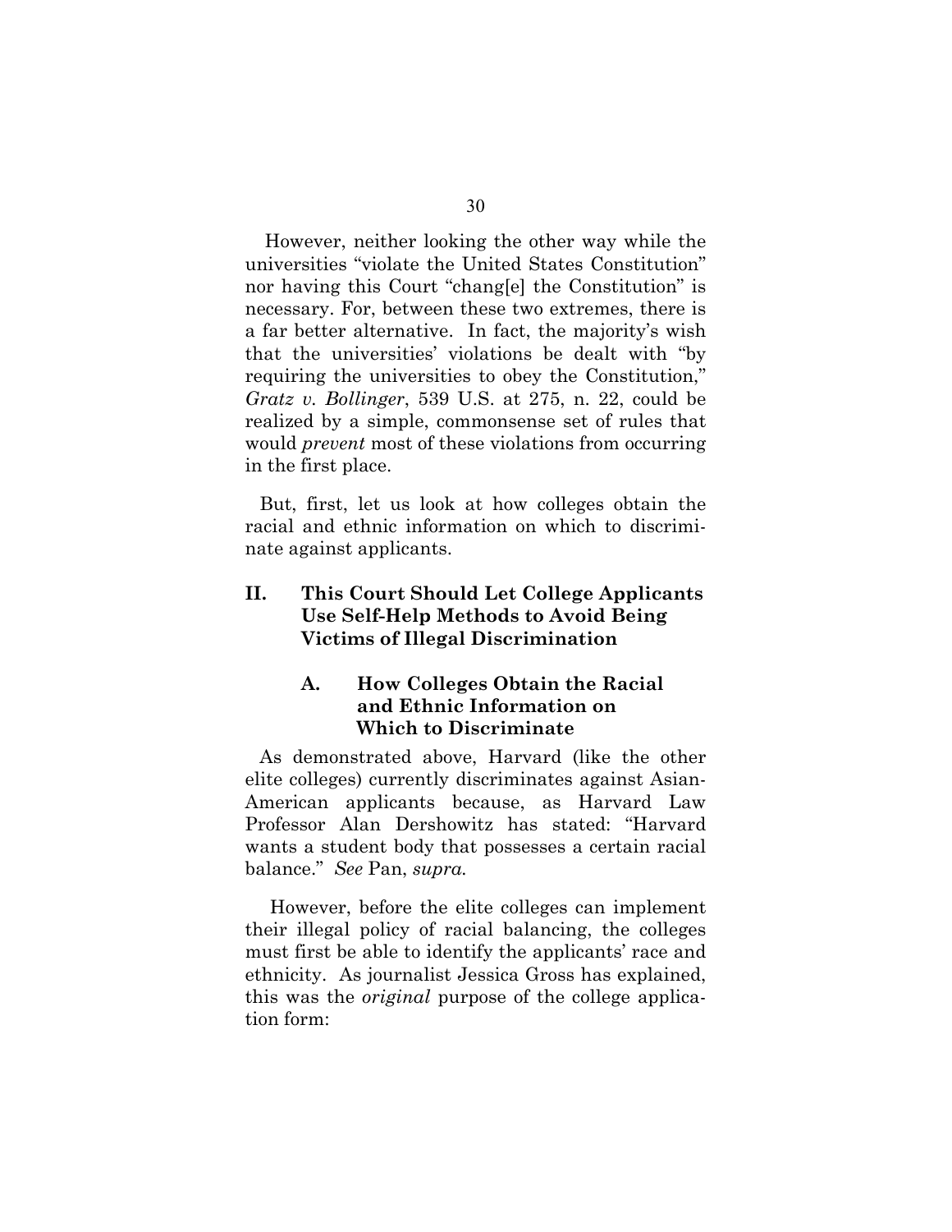However, neither looking the other way while the universities "violate the United States Constitution" nor having this Court "chang[e] the Constitution" is necessary. For, between these two extremes, there is a far better alternative. In fact, the majority's wish that the universities' violations be dealt with "by requiring the universities to obey the Constitution," *Gratz v. Bollinger*, 539 U.S. at 275, n. 22, could be realized by a simple, commonsense set of rules that would *prevent* most of these violations from occurring in the first place.

But, first, let us look at how colleges obtain the racial and ethnic information on which to discriminate against applicants.

## II. This Court Should Let College Applicants Use Self-Help Methods to Avoid Being Victims of Illegal Discrimination

### A. How Colleges Obtain the Racial and Ethnic Information on Which to Discriminate

As demonstrated above, Harvard (like the other elite colleges) currently discriminates against Asian-American applicants because, as Harvard Law Professor Alan Dershowitz has stated: "Harvard wants a student body that possesses a certain racial balance." *See* Pan, *supra.*

However, before the elite colleges can implement their illegal policy of racial balancing, the colleges must first be able to identify the applicants' race and ethnicity. As journalist Jessica Gross has explained, this was the *original* purpose of the college application form: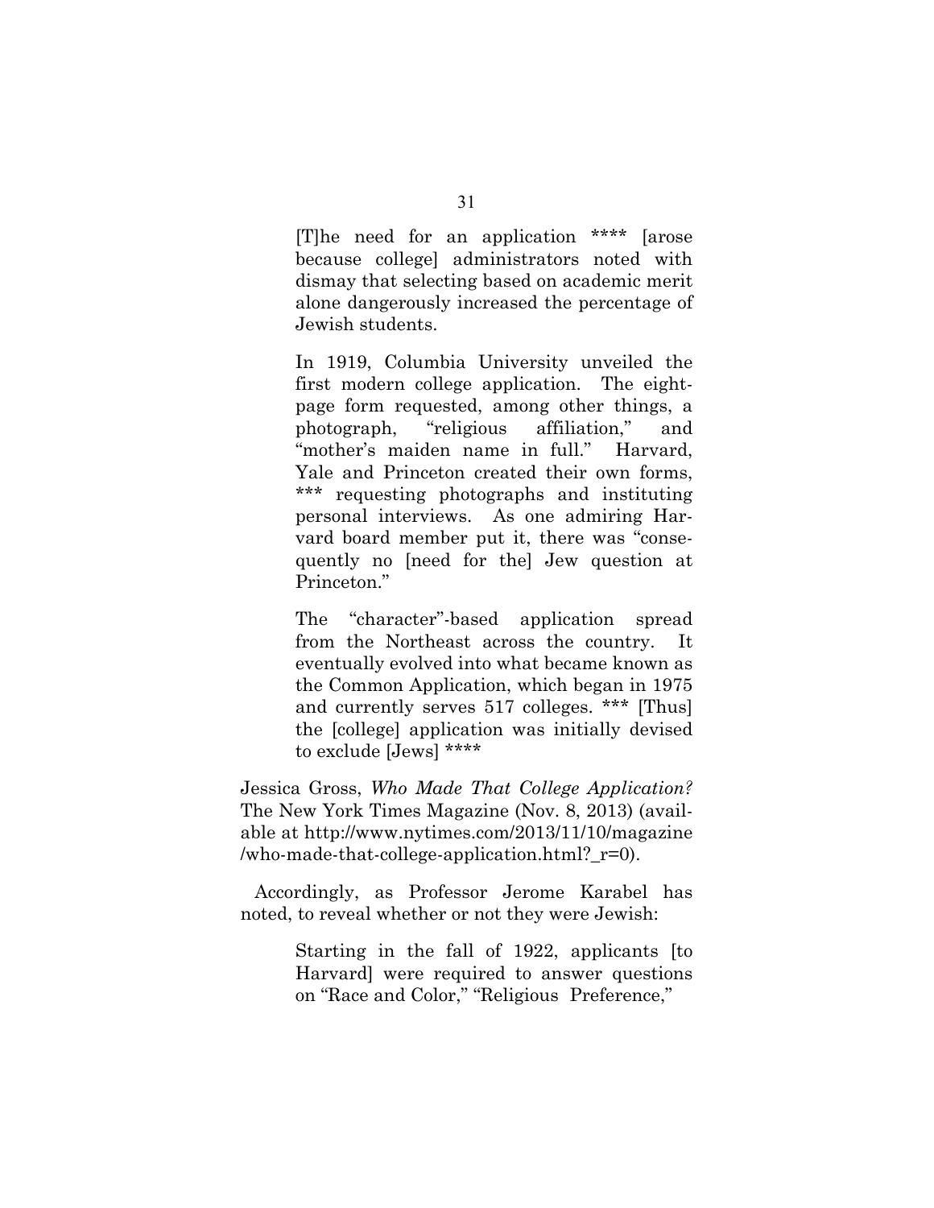> [T]he need for an application **** [arose because college] administrators noted with dismay that selecting based on academic merit alone dangerously increased the percentage of Jewish students.
>
> In 1919, Columbia University unveiled the first modern college application. The eight-page form requested, among other things, a photograph, "religious affiliation," and "mother's maiden name in full." Harvard, Yale and Princeton created their own forms, *** requesting photographs and instituting personal interviews. As one admiring Harvard board member put it, there was "consequently no [need for the] Jew question at Princeton."
>
> The "character"-based application spread from the Northeast across the country. It eventually evolved into what became known as the Common Application, which began in 1975 and currently serves 517 colleges. *** [Thus] the [college] application was initially devised to exclude [Jews] ****

Jessica Gross, *Who Made That College Application?* The New York Times Magazine (Nov. 8, 2013) (available at http://www.nytimes.com/2013/11/10/magazine/who-made-that-college-application.html?_r=0).

Accordingly, as Professor Jerome Karabel has noted, to reveal whether or not they were Jewish:

> Starting in the fall of 1922, applicants [to Harvard] were required to answer questions on "Race and Color," "Religious Preference,"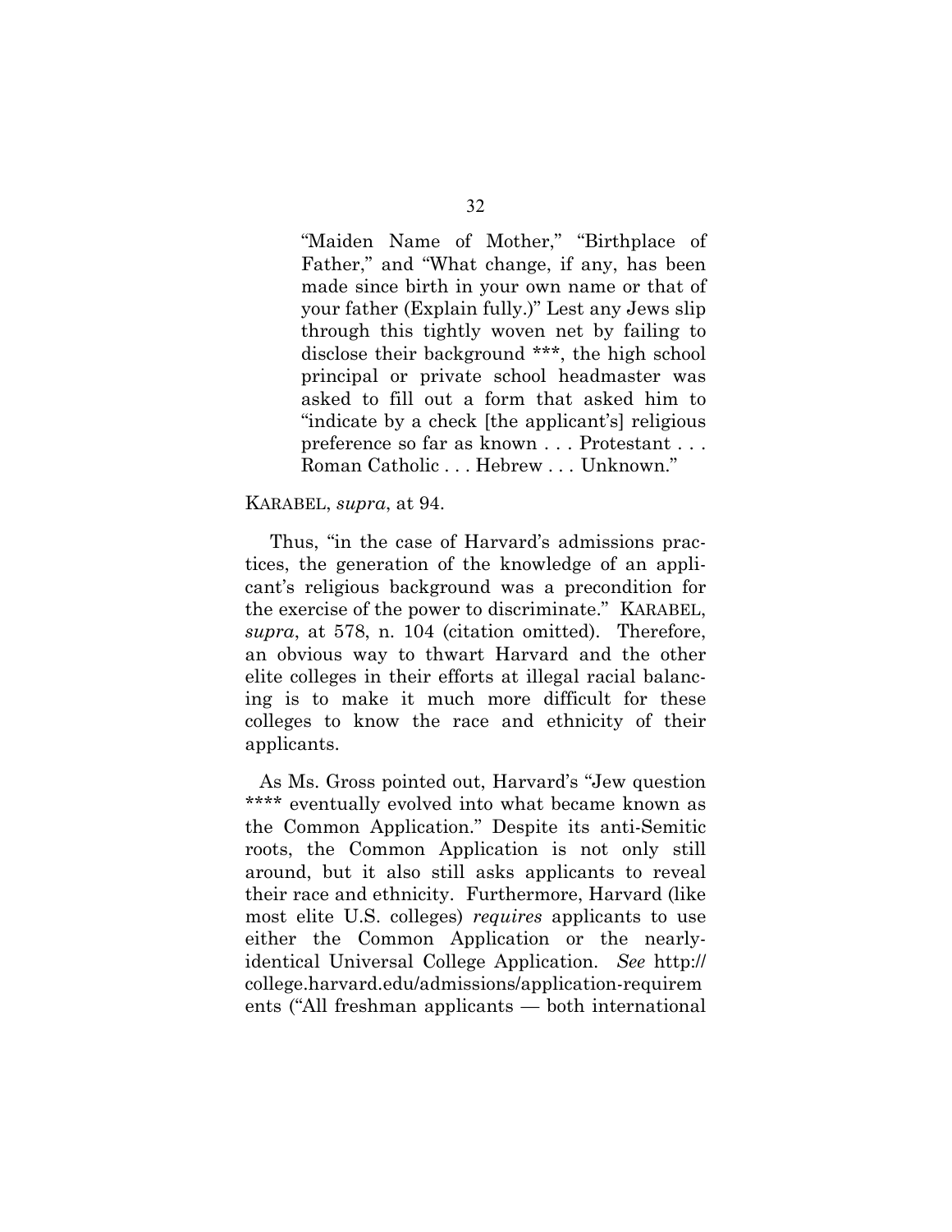> "Maiden Name of Mother," "Birthplace of Father," and "What change, if any, has been made since birth in your own name or that of your father (Explain fully.)" Lest any Jews slip through this tightly woven net by failing to disclose their background ***, the high school principal or private school headmaster was asked to fill out a form that asked him to "indicate by a check [the applicant's] religious preference so far as known . . . Protestant . . . Roman Catholic . . . Hebrew . . . Unknown."

KARABEL, *supra*, at 94.

Thus, "in the case of Harvard's admissions practices, the generation of the knowledge of an applicant's religious background was a precondition for the exercise of the power to discriminate." KARABEL, *supra*, at 578, n. 104 (citation omitted). Therefore, an obvious way to thwart Harvard and the other elite colleges in their efforts at illegal racial balancing is to make it much more difficult for these colleges to know the race and ethnicity of their applicants.

As Ms. Gross pointed out, Harvard's "Jew question **** eventually evolved into what became known as the Common Application." Despite its anti-Semitic roots, the Common Application is not only still around, but it also still asks applicants to reveal their race and ethnicity. Furthermore, Harvard (like most elite U.S. colleges) *requires* applicants to use either the Common Application or the nearly-identical Universal College Application. *See* http://college.harvard.edu/admissions/application-requirements ("All freshman applicants — both international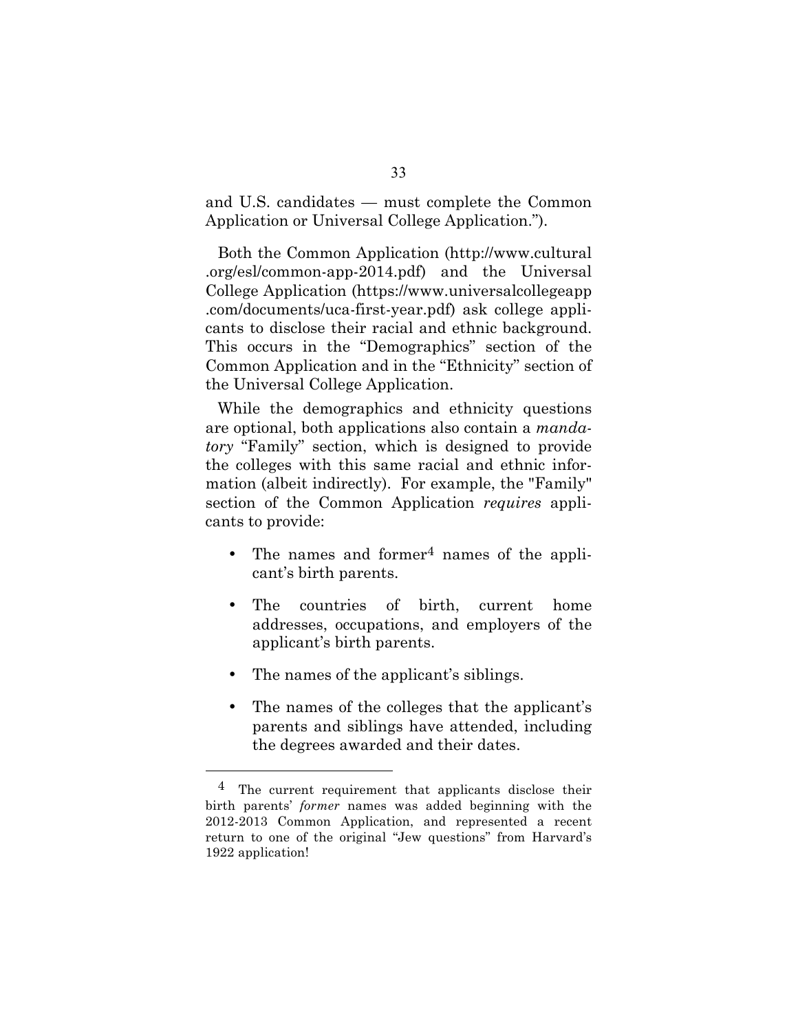and U.S. candidates — must complete the Common Application or Universal College Application.").

Both the Common Application (http://www.cultural.org/esl/common-app-2014.pdf) and the Universal College Application (https://www.universalcollegeapp.com/documents/uca-first-year.pdf) ask college applicants to disclose their racial and ethnic background. This occurs in the "Demographics" section of the Common Application and in the "Ethnicity" section of the Universal College Application.

While the demographics and ethnicity questions are optional, both applications also contain a *mandatory* "Family" section, which is designed to provide the colleges with this same racial and ethnic information (albeit indirectly). For example, the "Family" section of the Common Application *requires* applicants to provide:

- The names and former[4] names of the applicant's birth parents.
- The countries of birth, current home addresses, occupations, and employers of the applicant's birth parents.
- The names of the applicant's siblings.
- The names of the colleges that the applicant's parents and siblings have attended, including the degrees awarded and their dates.

---

[4] The current requirement that applicants disclose their birth parents' *former* names was added beginning with the 2012-2013 Common Application, and represented a recent return to one of the original "Jew questions" from Harvard's 1922 application!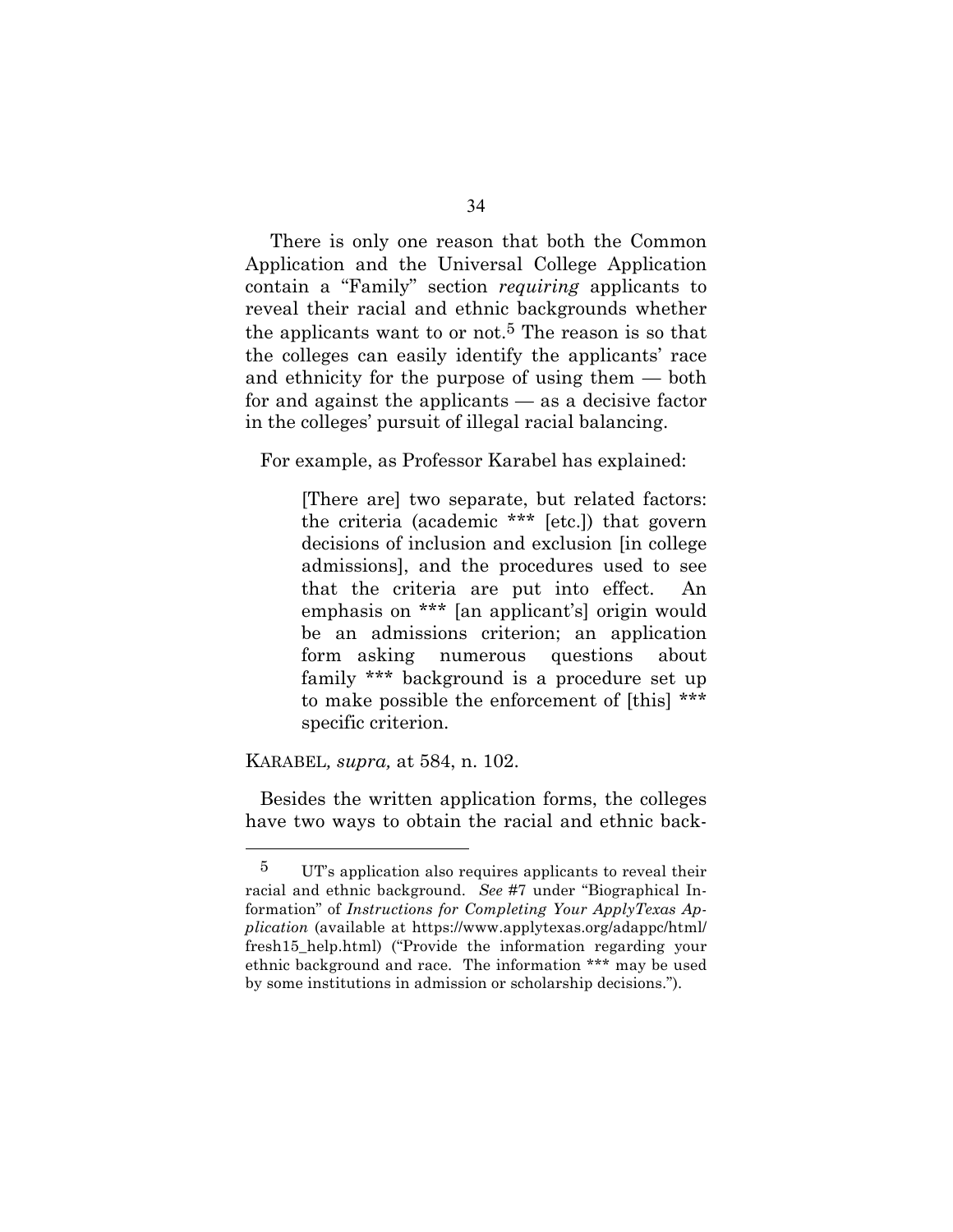There is only one reason that both the Common Application and the Universal College Application contain a "Family" section *requiring* applicants to reveal their racial and ethnic backgrounds whether the applicants want to or not.[5] The reason is so that the colleges can easily identify the applicants' race and ethnicity for the purpose of using them — both for and against the applicants — as a decisive factor in the colleges' pursuit of illegal racial balancing.

For example, as Professor Karabel has explained:

> [There are] two separate, but related factors: the criteria (academic *** [etc.]) that govern decisions of inclusion and exclusion [in college admissions], and the procedures used to see that the criteria are put into effect. An emphasis on *** [an applicant's] origin would be an admissions criterion; an application form asking numerous questions about family *** background is a procedure set up to make possible the enforcement of [this] *** specific criterion.

KARABEL*, supra,* at 584, n. 102.

Besides the written application forms, the colleges have two ways to obtain the racial and ethnic back-

---

[5] UT's application also requires applicants to reveal their racial and ethnic background. *See* #7 under "Biographical Information" of *Instructions for Completing Your ApplyTexas Application* (available at https://www.applytexas.org/adappc/html/fresh15_help.html) ("Provide the information regarding your ethnic background and race. The information *** may be used by some institutions in admission or scholarship decisions.").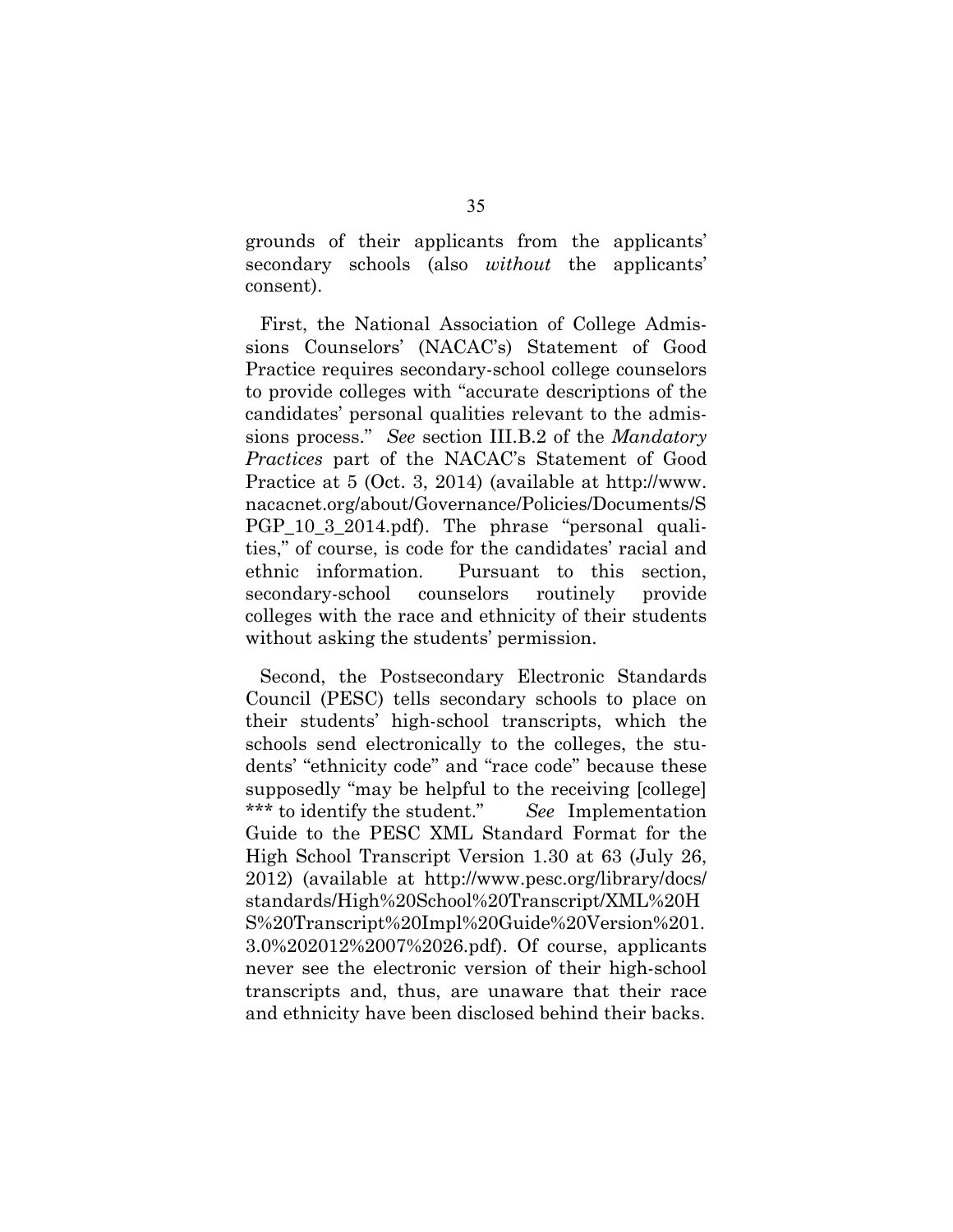grounds of their applicants from the applicants' secondary schools (also *without* the applicants' consent).

First, the National Association of College Admissions Counselors' (NACAC's) Statement of Good Practice requires secondary-school college counselors to provide colleges with "accurate descriptions of the candidates' personal qualities relevant to the admissions process." *See* section III.B.2 of the *Mandatory Practices* part of the NACAC's Statement of Good Practice at 5 (Oct. 3, 2014) (available at http://www.nacacnet.org/about/Governance/Policies/Documents/SPGP_10_3_2014.pdf). The phrase "personal qualities," of course, is code for the candidates' racial and ethnic information. Pursuant to this section, secondary-school counselors routinely provide colleges with the race and ethnicity of their students without asking the students' permission.

Second, the Postsecondary Electronic Standards Council (PESC) tells secondary schools to place on their students' high-school transcripts, which the schools send electronically to the colleges, the students' "ethnicity code" and "race code" because these supposedly "may be helpful to the receiving [college] *** to identify the student." *See* Implementation Guide to the PESC XML Standard Format for the High School Transcript Version 1.30 at 63 (July 26, 2012) (available at http://www.pesc.org/library/docs/standards/High%20School%20Transcript/XML%20HS%20Transcript%20Impl%20Guide%20Version%201.3.0%202012%2007%2026.pdf). Of course, applicants never see the electronic version of their high-school transcripts and, thus, are unaware that their race and ethnicity have been disclosed behind their backs.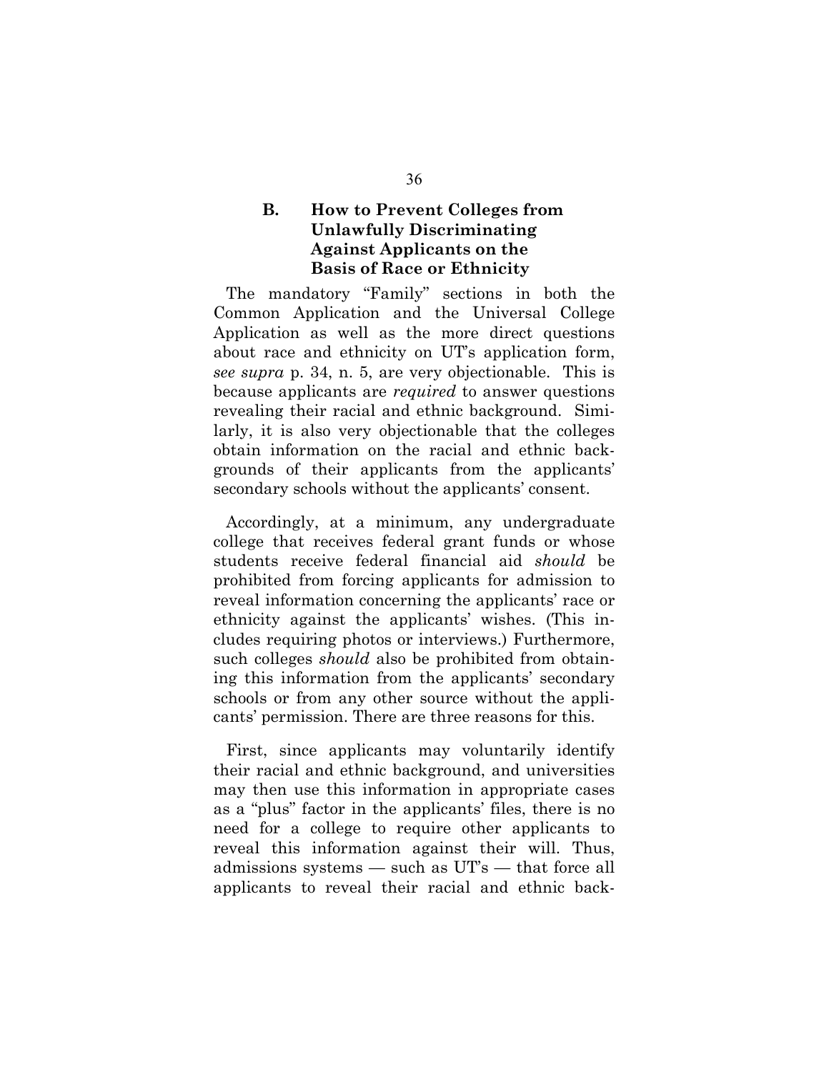### B. How to Prevent Colleges from Unlawfully Discriminating Against Applicants on the Basis of Race or Ethnicity

The mandatory "Family" sections in both the Common Application and the Universal College Application as well as the more direct questions about race and ethnicity on UT's application form, *see supra* p. 34, n. 5, are very objectionable. This is because applicants are *required* to answer questions revealing their racial and ethnic background. Similarly, it is also very objectionable that the colleges obtain information on the racial and ethnic backgrounds of their applicants from the applicants' secondary schools without the applicants' consent.

Accordingly, at a minimum, any undergraduate college that receives federal grant funds or whose students receive federal financial aid *should* be prohibited from forcing applicants for admission to reveal information concerning the applicants' race or ethnicity against the applicants' wishes. (This includes requiring photos or interviews.) Furthermore, such colleges *should* also be prohibited from obtaining this information from the applicants' secondary schools or from any other source without the applicants' permission. There are three reasons for this.

First, since applicants may voluntarily identify their racial and ethnic background, and universities may then use this information in appropriate cases as a "plus" factor in the applicants' files, there is no need for a college to require other applicants to reveal this information against their will. Thus, admissions systems — such as UT's — that force all applicants to reveal their racial and ethnic back-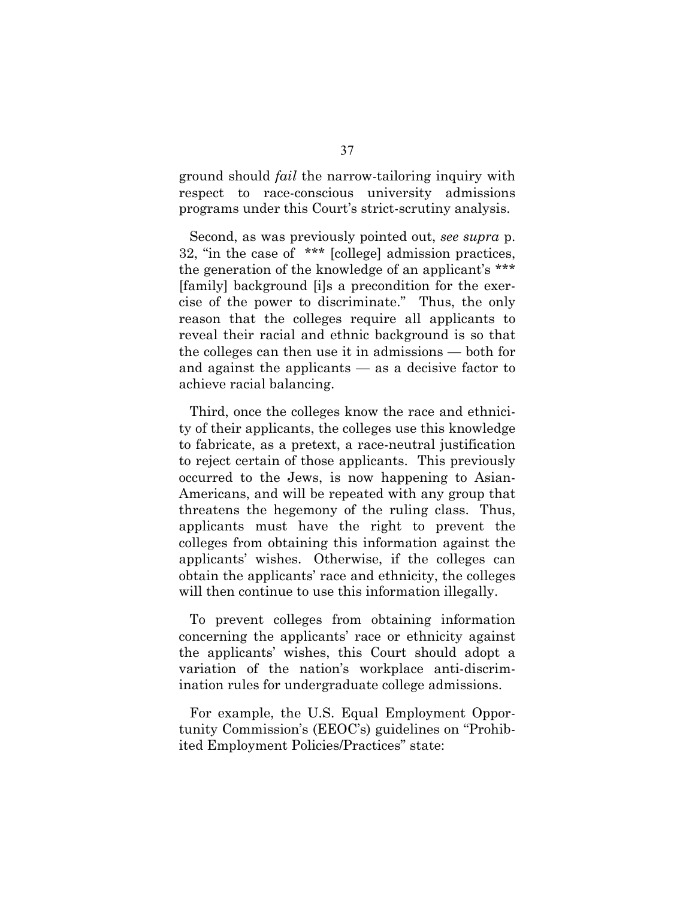ground should *fail* the narrow-tailoring inquiry with respect to race-conscious university admissions programs under this Court's strict-scrutiny analysis.

Second, as was previously pointed out, *see supra* p. 32, "in the case of *** [college] admission practices, the generation of the knowledge of an applicant's *** [family] background [i]s a precondition for the exercise of the power to discriminate." Thus, the only reason that the colleges require all applicants to reveal their racial and ethnic background is so that the colleges can then use it in admissions — both for and against the applicants — as a decisive factor to achieve racial balancing.

Third, once the colleges know the race and ethnicity of their applicants, the colleges use this knowledge to fabricate, as a pretext, a race-neutral justification to reject certain of those applicants. This previously occurred to the Jews, is now happening to Asian-Americans, and will be repeated with any group that threatens the hegemony of the ruling class. Thus, applicants must have the right to prevent the colleges from obtaining this information against the applicants' wishes. Otherwise, if the colleges can obtain the applicants' race and ethnicity, the colleges will then continue to use this information illegally.

To prevent colleges from obtaining information concerning the applicants' race or ethnicity against the applicants' wishes, this Court should adopt a variation of the nation's workplace anti-discrimination rules for undergraduate college admissions.

For example, the U.S. Equal Employment Opportunity Commission's (EEOC's) guidelines on "Prohibited Employment Policies/Practices" state: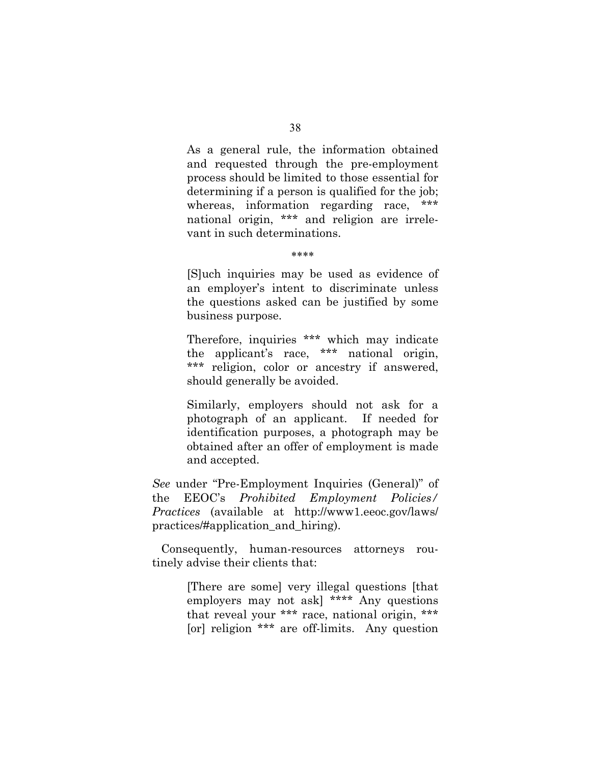> As a general rule, the information obtained and requested through the pre-employment process should be limited to those essential for determining if a person is qualified for the job; whereas, information regarding race, *** national origin, *** and religion are irrelevant in such determinations.
>
> ****
>
> [S]uch inquiries may be used as evidence of an employer's intent to discriminate unless the questions asked can be justified by some business purpose.
>
> Therefore, inquiries *** which may indicate the applicant's race, *** national origin, *** religion, color or ancestry if answered, should generally be avoided.
>
> Similarly, employers should not ask for a photograph of an applicant. If needed for identification purposes, a photograph may be obtained after an offer of employment is made and accepted.

*See* under "Pre-Employment Inquiries (General)" of the EEOC's *Prohibited Employment Policies/ Practices* (available at http://www1.eeoc.gov/laws/practices/#application_and_hiring).

Consequently, human-resources attorneys routinely advise their clients that:

> [There are some] very illegal questions [that employers may not ask] **** Any questions that reveal your *** race, national origin, *** [or] religion *** are off-limits. Any question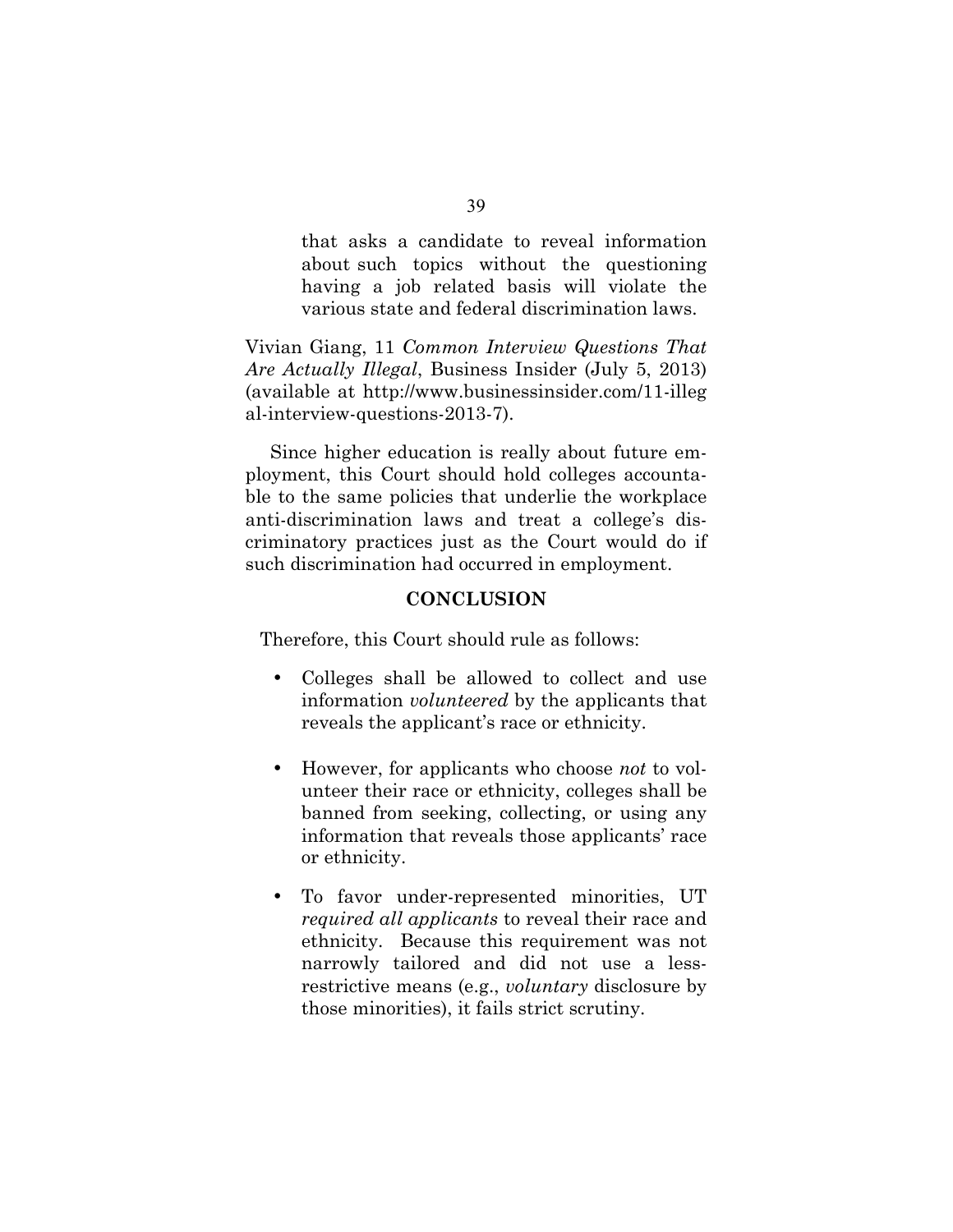> that asks a candidate to reveal information about such topics without the questioning having a job related basis will violate the various state and federal discrimination laws.

Vivian Giang, 11 *Common Interview Questions That Are Actually Illegal*, Business Insider (July 5, 2013) (available at http://www.businessinsider.com/11-illegal-interview-questions-2013-7).

Since higher education is really about future employment, this Court should hold colleges accountable to the same policies that underlie the workplace anti-discrimination laws and treat a college's discriminatory practices just as the Court would do if such discrimination had occurred in employment.

## CONCLUSION

Therefore, this Court should rule as follows:

- Colleges shall be allowed to collect and use information *volunteered* by the applicants that reveals the applicant's race or ethnicity.

- However, for applicants who choose *not* to volunteer their race or ethnicity, colleges shall be banned from seeking, collecting, or using any information that reveals those applicants' race or ethnicity.

- To favor under-represented minorities, UT *required all applicants* to reveal their race and ethnicity. Because this requirement was not narrowly tailored and did not use a less-restrictive means (e.g., *voluntary* disclosure by those minorities), it fails strict scrutiny.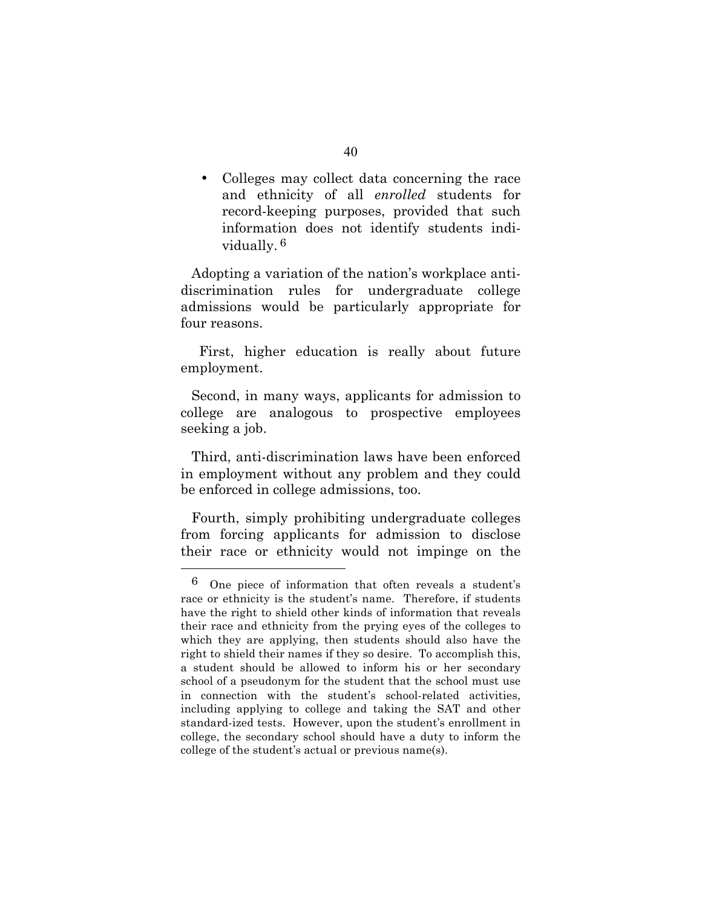- Colleges may collect data concerning the race and ethnicity of all *enrolled* students for record-keeping purposes, provided that such information does not identify students individually.[6]

Adopting a variation of the nation's workplace anti-discrimination rules for undergraduate college admissions would be particularly appropriate for four reasons.

First, higher education is really about future employment.

Second, in many ways, applicants for admission to college are analogous to prospective employees seeking a job.

Third, anti-discrimination laws have been enforced in employment without any problem and they could be enforced in college admissions, too.

Fourth, simply prohibiting undergraduate colleges from forcing applicants for admission to disclose their race or ethnicity would not impinge on the

---

[6] One piece of information that often reveals a student's race or ethnicity is the student's name. Therefore, if students have the right to shield other kinds of information that reveals their race and ethnicity from the prying eyes of the colleges to which they are applying, then students should also have the right to shield their names if they so desire. To accomplish this, a student should be allowed to inform his or her secondary school of a pseudonym for the student that the school must use in connection with the student's school-related activities, including applying to college and taking the SAT and other standard-ized tests. However, upon the student's enrollment in college, the secondary school should have a duty to inform the college of the student's actual or previous name(s).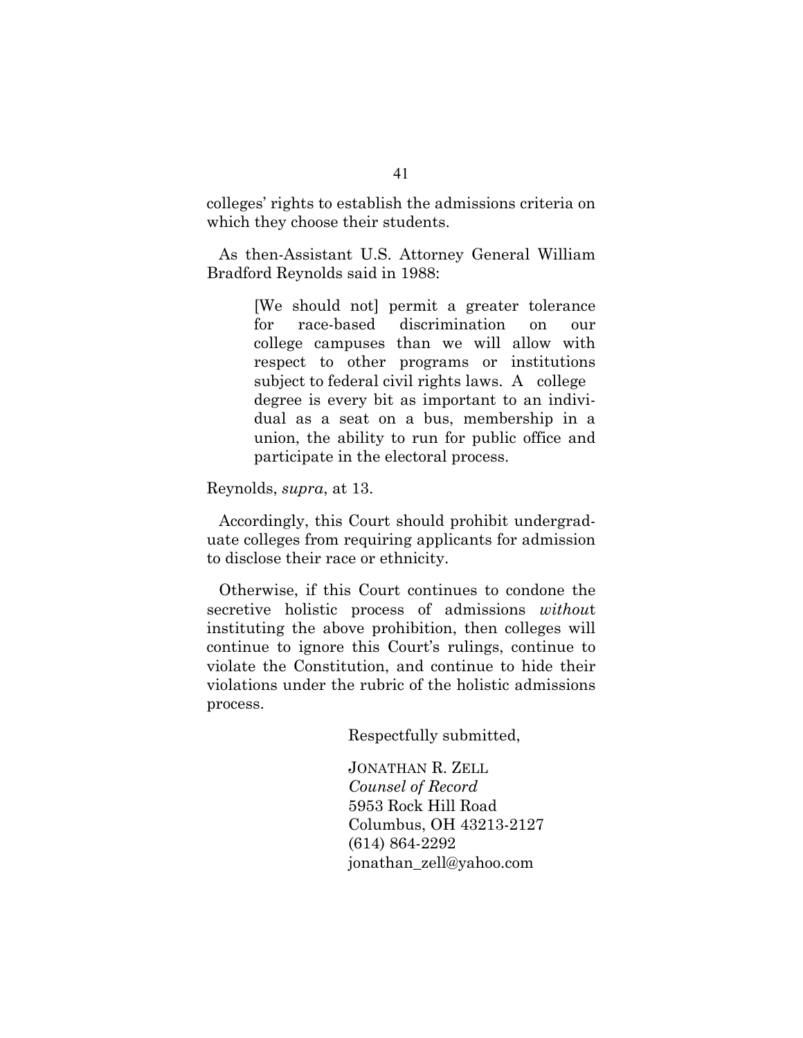colleges' rights to establish the admissions criteria on which they choose their students.

As then-Assistant U.S. Attorney General William Bradford Reynolds said in 1988:

> [We should not] permit a greater tolerance for race-based discrimination on our college campuses than we will allow with respect to other programs or institutions subject to federal civil rights laws. A college degree is every bit as important to an individual as a seat on a bus, membership in a union, the ability to run for public office and participate in the electoral process.

Reynolds, *supra*, at 13.

Accordingly, this Court should prohibit undergraduate colleges from requiring applicants for admission to disclose their race or ethnicity.

Otherwise, if this Court continues to condone the secretive holistic process of admissions *without* instituting the above prohibition, then colleges will continue to ignore this Court's rulings, continue to violate the Constitution, and continue to hide their violations under the rubric of the holistic admissions process.

Respectfully submitted,

JONATHAN R. ZELL
*Counsel of Record*
5953 Rock Hill Road
Columbus, OH 43213-2127
(614) 864-2292
jonathan_zell@yahoo.com